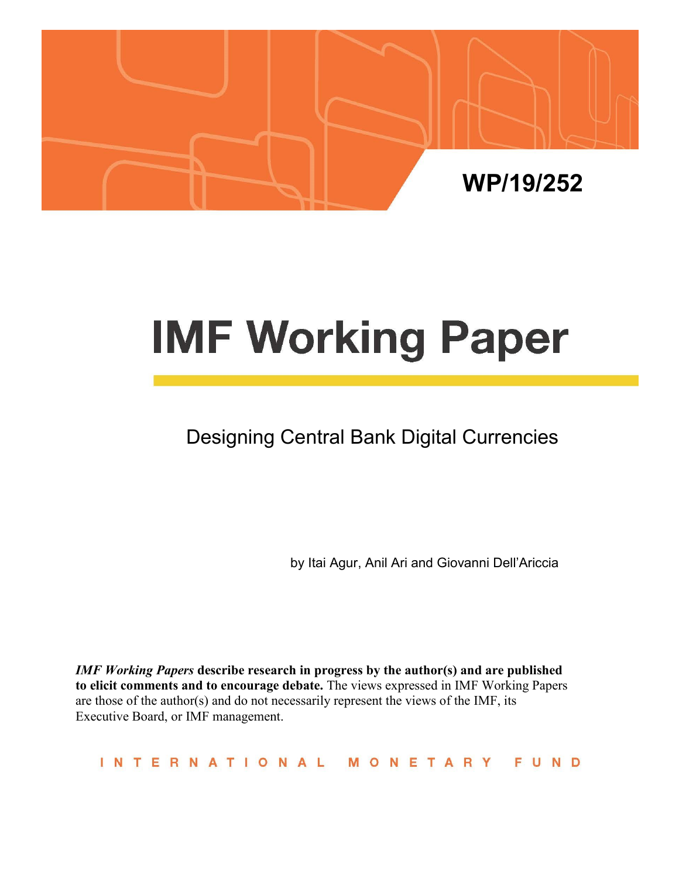WP/19/252

# IMF Working Paper

## Designing Central Bank Digital Currencies

by Itai Agur, Anil Ari and Giovanni Dell'Ariccia

***IMF Working Papers*** **describe research in progress by the author(s) and are published to elicit comments and to encourage debate.** The views expressed in IMF Working Papers are those of the author(s) and do not necessarily represent the views of the IMF, its Executive Board, or IMF management.

INTERNATIONAL MONETARY FUND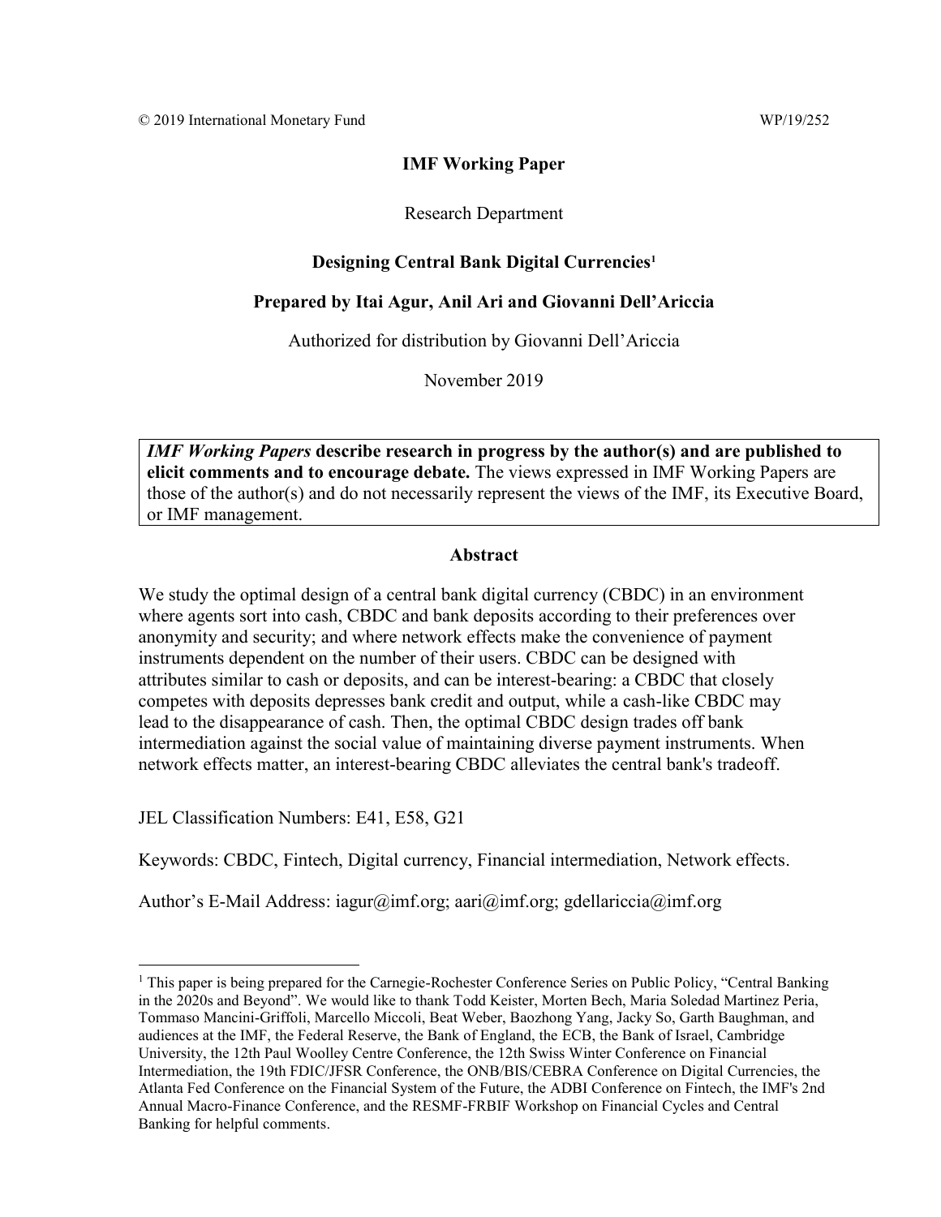© 2019 International Monetary Fund WP/19/252

**IMF Working Paper**

Research Department

**Designing Central Bank Digital Currencies[1]**

**Prepared by Itai Agur, Anil Ari and Giovanni Dell'Ariccia**

Authorized for distribution by Giovanni Dell'Ariccia

November 2019

> ***IMF Working Papers*** **describe research in progress by the author(s) and are published to elicit comments and to encourage debate.** The views expressed in IMF Working Papers are those of the author(s) and do not necessarily represent the views of the IMF, its Executive Board, or IMF management.

**Abstract**

We study the optimal design of a central bank digital currency (CBDC) in an environment where agents sort into cash, CBDC and bank deposits according to their preferences over anonymity and security; and where network effects make the convenience of payment instruments dependent on the number of their users. CBDC can be designed with attributes similar to cash or deposits, and can be interest-bearing: a CBDC that closely competes with deposits depresses bank credit and output, while a cash-like CBDC may lead to the disappearance of cash. Then, the optimal CBDC design trades off bank intermediation against the social value of maintaining diverse payment instruments. When network effects matter, an interest-bearing CBDC alleviates the central bank's tradeoff.

JEL Classification Numbers: E41, E58, G21

Keywords: CBDC, Fintech, Digital currency, Financial intermediation, Network effects.

Author's E-Mail Address: iagur@imf.org; aari@imf.org; gdellariccia@imf.org

---

[1] This paper is being prepared for the Carnegie-Rochester Conference Series on Public Policy, "Central Banking in the 2020s and Beyond". We would like to thank Todd Keister, Morten Bech, Maria Soledad Martinez Peria, Tommaso Mancini-Griffoli, Marcello Miccoli, Beat Weber, Baozhong Yang, Jacky So, Garth Baughman, and audiences at the IMF, the Federal Reserve, the Bank of England, the ECB, the Bank of Israel, Cambridge University, the 12th Paul Woolley Centre Conference, the 12th Swiss Winter Conference on Financial Intermediation, the 19th FDIC/JFSR Conference, the ONB/BIS/CEBRA Conference on Digital Currencies, the Atlanta Fed Conference on the Financial System of the Future, the ADBI Conference on Fintech, the IMF's 2nd Annual Macro-Finance Conference, and the RESMF-FRBIF Workshop on Financial Cycles and Central Banking for helpful comments.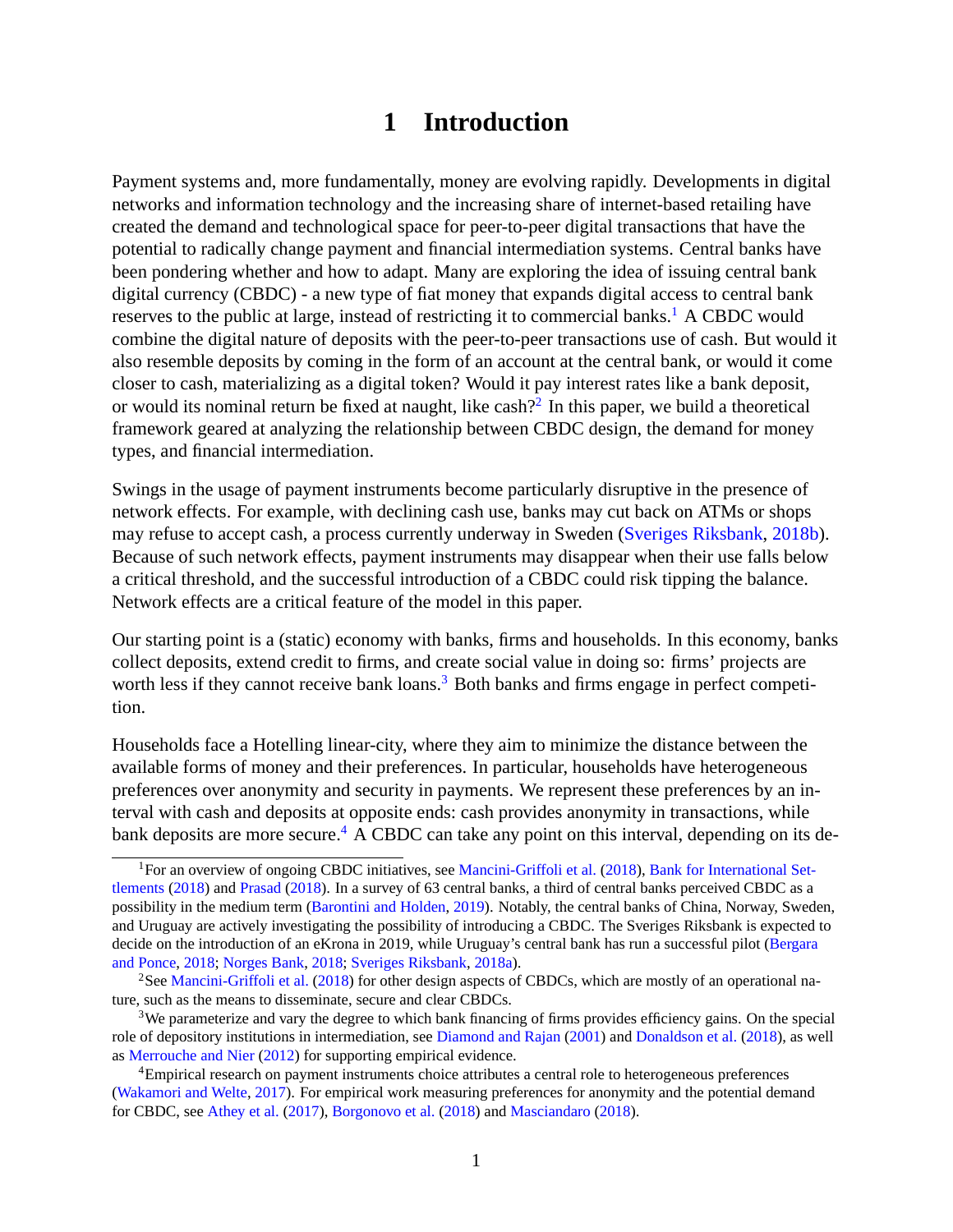# 1 Introduction

Payment systems and, more fundamentally, money are evolving rapidly. Developments in digital networks and information technology and the increasing share of internet-based retailing have created the demand and technological space for peer-to-peer digital transactions that have the potential to radically change payment and financial intermediation systems. Central banks have been pondering whether and how to adapt. Many are exploring the idea of issuing central bank digital currency (CBDC) - a new type of fiat money that expands digital access to central bank reserves to the public at large, instead of restricting it to commercial banks.[1] A CBDC would combine the digital nature of deposits with the peer-to-peer transactions use of cash. But would it also resemble deposits by coming in the form of an account at the central bank, or would it come closer to cash, materializing as a digital token? Would it pay interest rates like a bank deposit, or would its nominal return be fixed at naught, like cash?[2] In this paper, we build a theoretical framework geared at analyzing the relationship between CBDC design, the demand for money types, and financial intermediation.

Swings in the usage of payment instruments become particularly disruptive in the presence of network effects. For example, with declining cash use, banks may cut back on ATMs or shops may refuse to accept cash, a process currently underway in Sweden (Sveriges Riksbank, 2018b). Because of such network effects, payment instruments may disappear when their use falls below a critical threshold, and the successful introduction of a CBDC could risk tipping the balance. Network effects are a critical feature of the model in this paper.

Our starting point is a (static) economy with banks, firms and households. In this economy, banks collect deposits, extend credit to firms, and create social value in doing so: firms' projects are worth less if they cannot receive bank loans.[3] Both banks and firms engage in perfect competition.

Households face a Hotelling linear-city, where they aim to minimize the distance between the available forms of money and their preferences. In particular, households have heterogeneous preferences over anonymity and security in payments. We represent these preferences by an interval with cash and deposits at opposite ends: cash provides anonymity in transactions, while bank deposits are more secure.[4] A CBDC can take any point on this interval, depending on its de-

---

[1] For an overview of ongoing CBDC initiatives, see Mancini-Griffoli et al. (2018), Bank for International Settlements (2018) and Prasad (2018). In a survey of 63 central banks, a third of central banks perceived CBDC as a possibility in the medium term (Barontini and Holden, 2019). Notably, the central banks of China, Norway, Sweden, and Uruguay are actively investigating the possibility of introducing a CBDC. The Sveriges Riksbank is expected to decide on the introduction of an eKrona in 2019, while Uruguay's central bank has run a successful pilot (Bergara and Ponce, 2018; Norges Bank, 2018; Sveriges Riksbank, 2018a).

[2] See Mancini-Griffoli et al. (2018) for other design aspects of CBDCs, which are mostly of an operational nature, such as the means to disseminate, secure and clear CBDCs.

[3] We parameterize and vary the degree to which bank financing of firms provides efficiency gains. On the special role of depository institutions in intermediation, see Diamond and Rajan (2001) and Donaldson et al. (2018), as well as Merrouche and Nier (2012) for supporting empirical evidence.

[4] Empirical research on payment instruments choice attributes a central role to heterogeneous preferences (Wakamori and Welte, 2017). For empirical work measuring preferences for anonymity and the potential demand for CBDC, see Athey et al. (2017), Borgonovo et al. (2018) and Masciandaro (2018).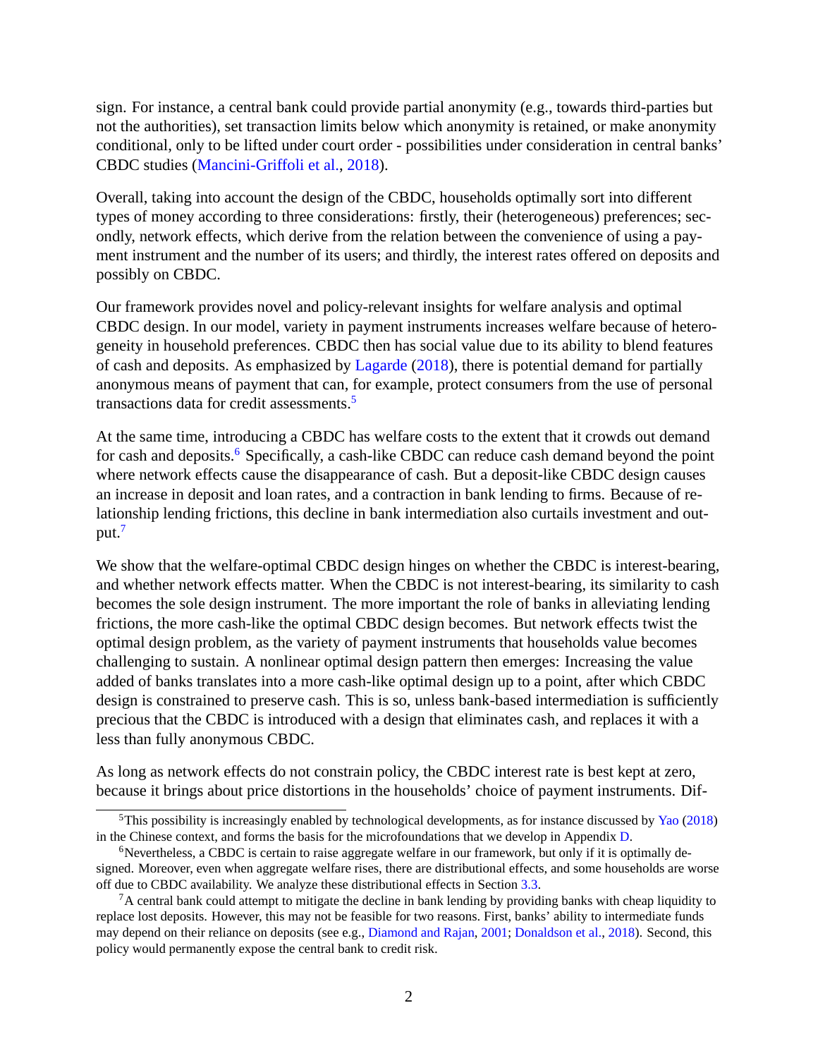sign. For instance, a central bank could provide partial anonymity (e.g., towards third-parties but not the authorities), set transaction limits below which anonymity is retained, or make anonymity conditional, only to be lifted under court order - possibilities under consideration in central banks' CBDC studies (Mancini-Griffoli et al., 2018).

Overall, taking into account the design of the CBDC, households optimally sort into different types of money according to three considerations: firstly, their (heterogeneous) preferences; secondly, network effects, which derive from the relation between the convenience of using a payment instrument and the number of its users; and thirdly, the interest rates offered on deposits and possibly on CBDC.

Our framework provides novel and policy-relevant insights for welfare analysis and optimal CBDC design. In our model, variety in payment instruments increases welfare because of heterogeneity in household preferences. CBDC then has social value due to its ability to blend features of cash and deposits. As emphasized by Lagarde (2018), there is potential demand for partially anonymous means of payment that can, for example, protect consumers from the use of personal transactions data for credit assessments.[5]

At the same time, introducing a CBDC has welfare costs to the extent that it crowds out demand for cash and deposits.[6] Specifically, a cash-like CBDC can reduce cash demand beyond the point where network effects cause the disappearance of cash. But a deposit-like CBDC design causes an increase in deposit and loan rates, and a contraction in bank lending to firms. Because of relationship lending frictions, this decline in bank intermediation also curtails investment and output.[7]

We show that the welfare-optimal CBDC design hinges on whether the CBDC is interest-bearing, and whether network effects matter. When the CBDC is not interest-bearing, its similarity to cash becomes the sole design instrument. The more important the role of banks in alleviating lending frictions, the more cash-like the optimal CBDC design becomes. But network effects twist the optimal design problem, as the variety of payment instruments that households value becomes challenging to sustain. A nonlinear optimal design pattern then emerges: Increasing the value added of banks translates into a more cash-like optimal design up to a point, after which CBDC design is constrained to preserve cash. This is so, unless bank-based intermediation is sufficiently precious that the CBDC is introduced with a design that eliminates cash, and replaces it with a less than fully anonymous CBDC.

As long as network effects do not constrain policy, the CBDC interest rate is best kept at zero, because it brings about price distortions in the households' choice of payment instruments. Dif-

[5] This possibility is increasingly enabled by technological developments, as for instance discussed by Yao (2018) in the Chinese context, and forms the basis for the microfoundations that we develop in Appendix D.

[6] Nevertheless, a CBDC is certain to raise aggregate welfare in our framework, but only if it is optimally designed. Moreover, even when aggregate welfare rises, there are distributional effects, and some households are worse off due to CBDC availability. We analyze these distributional effects in Section 3.3.

[7] A central bank could attempt to mitigate the decline in bank lending by providing banks with cheap liquidity to replace lost deposits. However, this may not be feasible for two reasons. First, banks' ability to intermediate funds may depend on their reliance on deposits (see e.g., Diamond and Rajan, 2001; Donaldson et al., 2018). Second, this policy would permanently expose the central bank to credit risk.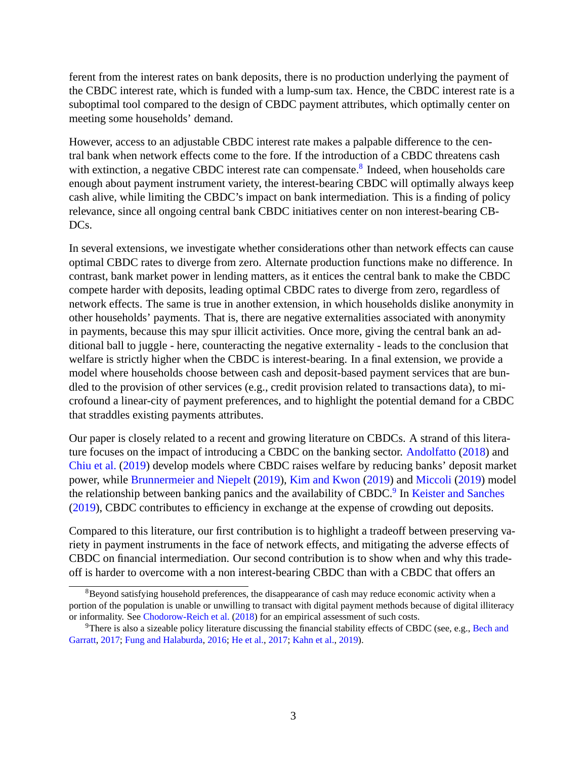ferent from the interest rates on bank deposits, there is no production underlying the payment of the CBDC interest rate, which is funded with a lump-sum tax. Hence, the CBDC interest rate is a suboptimal tool compared to the design of CBDC payment attributes, which optimally center on meeting some households' demand.

However, access to an adjustable CBDC interest rate makes a palpable difference to the central bank when network effects come to the fore. If the introduction of a CBDC threatens cash with extinction, a negative CBDC interest rate can compensate.[8] Indeed, when households care enough about payment instrument variety, the interest-bearing CBDC will optimally always keep cash alive, while limiting the CBDC's impact on bank intermediation. This is a finding of policy relevance, since all ongoing central bank CBDC initiatives center on non interest-bearing CBDCs.

In several extensions, we investigate whether considerations other than network effects can cause optimal CBDC rates to diverge from zero. Alternate production functions make no difference. In contrast, bank market power in lending matters, as it entices the central bank to make the CBDC compete harder with deposits, leading optimal CBDC rates to diverge from zero, regardless of network effects. The same is true in another extension, in which households dislike anonymity in other households' payments. That is, there are negative externalities associated with anonymity in payments, because this may spur illicit activities. Once more, giving the central bank an additional ball to juggle - here, counteracting the negative externality - leads to the conclusion that welfare is strictly higher when the CBDC is interest-bearing. In a final extension, we provide a model where households choose between cash and deposit-based payment services that are bundled to the provision of other services (e.g., credit provision related to transactions data), to microfound a linear-city of payment preferences, and to highlight the potential demand for a CBDC that straddles existing payments attributes.

Our paper is closely related to a recent and growing literature on CBDCs. A strand of this literature focuses on the impact of introducing a CBDC on the banking sector. Andolfatto (2018) and Chiu et al. (2019) develop models where CBDC raises welfare by reducing banks' deposit market power, while Brunnermeier and Niepelt (2019), Kim and Kwon (2019) and Miccoli (2019) model the relationship between banking panics and the availability of CBDC.[9] In Keister and Sanches (2019), CBDC contributes to efficiency in exchange at the expense of crowding out deposits.

Compared to this literature, our first contribution is to highlight a tradeoff between preserving variety in payment instruments in the face of network effects, and mitigating the adverse effects of CBDC on financial intermediation. Our second contribution is to show when and why this tradeoff is harder to overcome with a non interest-bearing CBDC than with a CBDC that offers an

[8] Beyond satisfying household preferences, the disappearance of cash may reduce economic activity when a portion of the population is unable or unwilling to transact with digital payment methods because of digital illiteracy or informality. See Chodorow-Reich et al. (2018) for an empirical assessment of such costs.

[9] There is also a sizeable policy literature discussing the financial stability effects of CBDC (see, e.g., Bech and Garratt, 2017; Fung and Halaburda, 2016; He et al., 2017; Kahn et al., 2019).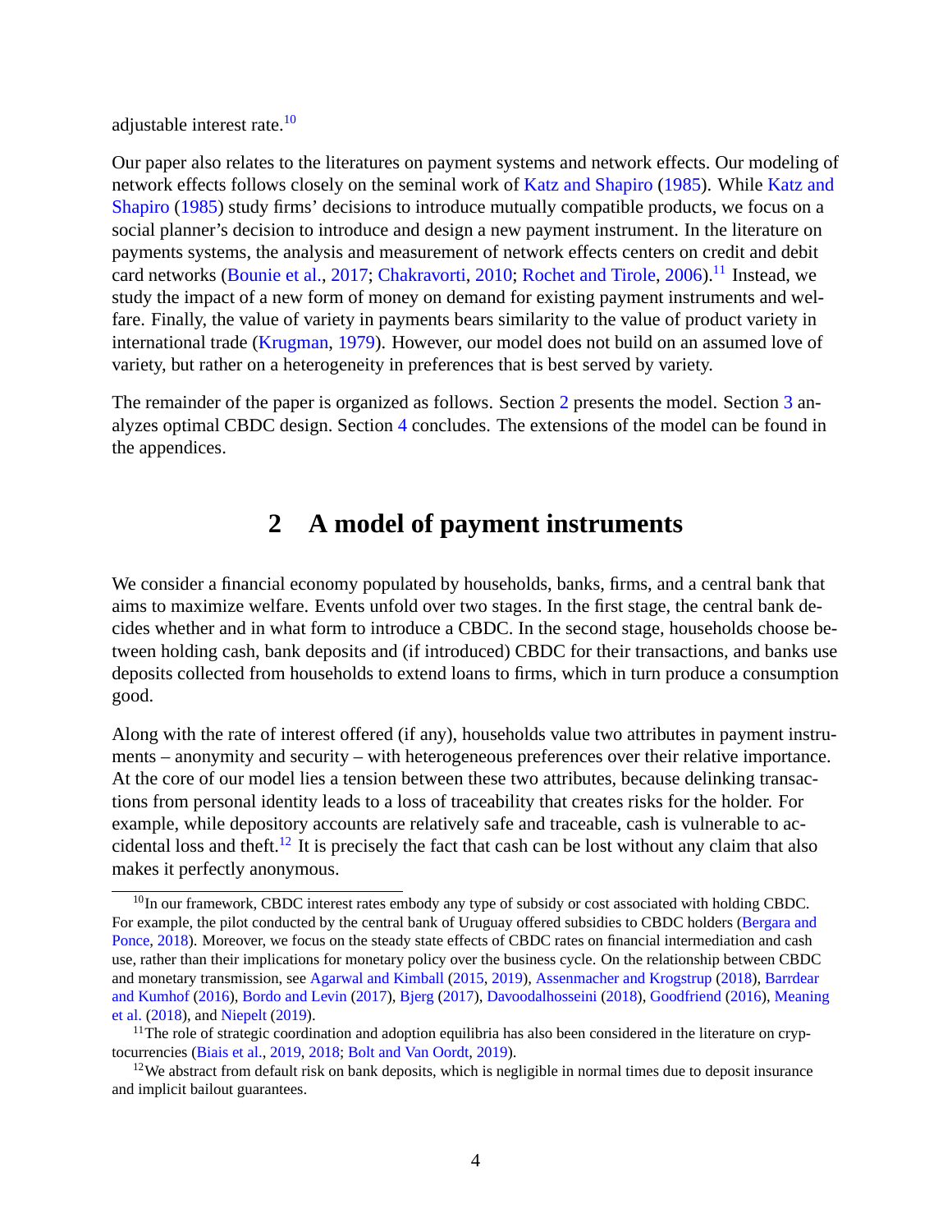adjustable interest rate.[10]

Our paper also relates to the literatures on payment systems and network effects. Our modeling of network effects follows closely on the seminal work of Katz and Shapiro (1985). While Katz and Shapiro (1985) study firms' decisions to introduce mutually compatible products, we focus on a social planner's decision to introduce and design a new payment instrument. In the literature on payments systems, the analysis and measurement of network effects centers on credit and debit card networks (Bounie et al., 2017; Chakravorti, 2010; Rochet and Tirole, 2006).[11] Instead, we study the impact of a new form of money on demand for existing payment instruments and welfare. Finally, the value of variety in payments bears similarity to the value of product variety in international trade (Krugman, 1979). However, our model does not build on an assumed love of variety, but rather on a heterogeneity in preferences that is best served by variety.

The remainder of the paper is organized as follows. Section 2 presents the model. Section 3 analyzes optimal CBDC design. Section 4 concludes. The extensions of the model can be found in the appendices.

## 2 A model of payment instruments

We consider a financial economy populated by households, banks, firms, and a central bank that aims to maximize welfare. Events unfold over two stages. In the first stage, the central bank decides whether and in what form to introduce a CBDC. In the second stage, households choose between holding cash, bank deposits and (if introduced) CBDC for their transactions, and banks use deposits collected from households to extend loans to firms, which in turn produce a consumption good.

Along with the rate of interest offered (if any), households value two attributes in payment instruments – anonymity and security – with heterogeneous preferences over their relative importance. At the core of our model lies a tension between these two attributes, because delinking transactions from personal identity leads to a loss of traceability that creates risks for the holder. For example, while depository accounts are relatively safe and traceable, cash is vulnerable to accidental loss and theft.[12] It is precisely the fact that cash can be lost without any claim that also makes it perfectly anonymous.

---

[10] In our framework, CBDC interest rates embody any type of subsidy or cost associated with holding CBDC. For example, the pilot conducted by the central bank of Uruguay offered subsidies to CBDC holders (Bergara and Ponce, 2018). Moreover, we focus on the steady state effects of CBDC rates on financial intermediation and cash use, rather than their implications for monetary policy over the business cycle. On the relationship between CBDC and monetary transmission, see Agarwal and Kimball (2015, 2019), Assenmacher and Krogstrup (2018), Barrdear and Kumhof (2016), Bordo and Levin (2017), Bjerg (2017), Davoodalhosseini (2018), Goodfriend (2016), Meaning et al. (2018), and Niepelt (2019).

[11] The role of strategic coordination and adoption equilibria has also been considered in the literature on cryptocurrencies (Biais et al., 2019, 2018; Bolt and Van Oordt, 2019).

[12] We abstract from default risk on bank deposits, which is negligible in normal times due to deposit insurance and implicit bailout guarantees.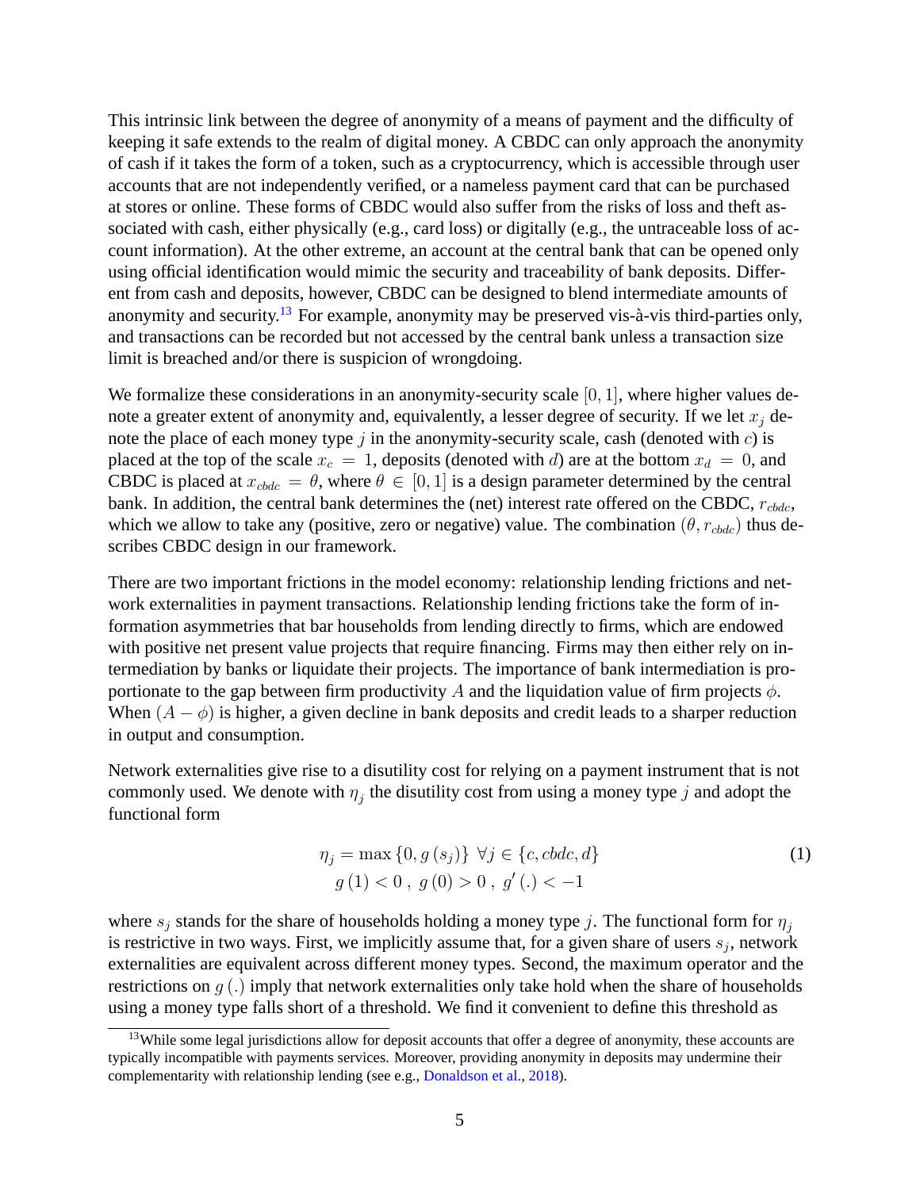This intrinsic link between the degree of anonymity of a means of payment and the difficulty of keeping it safe extends to the realm of digital money. A CBDC can only approach the anonymity of cash if it takes the form of a token, such as a cryptocurrency, which is accessible through user accounts that are not independently verified, or a nameless payment card that can be purchased at stores or online. These forms of CBDC would also suffer from the risks of loss and theft associated with cash, either physically (e.g., card loss) or digitally (e.g., the untraceable loss of account information). At the other extreme, an account at the central bank that can be opened only using official identification would mimic the security and traceability of bank deposits. Different from cash and deposits, however, CBDC can be designed to blend intermediate amounts of anonymity and security.[13] For example, anonymity may be preserved vis-à-vis third-parties only, and transactions can be recorded but not accessed by the central bank unless a transaction size limit is breached and/or there is suspicion of wrongdoing.

We formalize these considerations in an anonymity-security scale $[0, 1]$, where higher values denote a greater extent of anonymity and, equivalently, a lesser degree of security. If we let $x_j$ denote the place of each money type $j$ in the anonymity-security scale, cash (denoted with $c$) is placed at the top of the scale $x_c = 1$, deposits (denoted with $d$) are at the bottom $x_d = 0$, and CBDC is placed at $x_{cbdc} = \theta$, where $\theta \in [0, 1]$ is a design parameter determined by the central bank. In addition, the central bank determines the (net) interest rate offered on the CBDC, $r_{cbdc}$, which we allow to take any (positive, zero or negative) value. The combination $(\theta, r_{cbdc})$ thus describes CBDC design in our framework.

There are two important frictions in the model economy: relationship lending frictions and network externalities in payment transactions. Relationship lending frictions take the form of information asymmetries that bar households from lending directly to firms, which are endowed with positive net present value projects that require financing. Firms may then either rely on intermediation by banks or liquidate their projects. The importance of bank intermediation is proportionate to the gap between firm productivity $A$ and the liquidation value of firm projects $\phi$. When $(A - \phi)$ is higher, a given decline in bank deposits and credit leads to a sharper reduction in output and consumption.

Network externalities give rise to a disutility cost for relying on a payment instrument that is not commonly used. We denote with $\eta_j$ the disutility cost from using a money type $j$ and adopt the functional form

$$
\begin{gathered}
\eta_j = \max\{0, g(s_j)\} \;\; \forall j \in \{c, cbdc, d\} \\
g(1) < 0 \; , \; g(0) > 0 \; , \; g'(.) < -1
\end{gathered}
\tag{1}
$$

where $s_j$ stands for the share of households holding a money type $j$. The functional form for $\eta_j$ is restrictive in two ways. First, we implicitly assume that, for a given share of users $s_j$, network externalities are equivalent across different money types. Second, the maximum operator and the restrictions on $g(.)$ imply that network externalities only take hold when the share of households using a money type falls short of a threshold. We find it convenient to define this threshold as

[13] While some legal jurisdictions allow for deposit accounts that offer a degree of anonymity, these accounts are typically incompatible with payments services. Moreover, providing anonymity in deposits may undermine their complementarity with relationship lending (see e.g., Donaldson et al., 2018).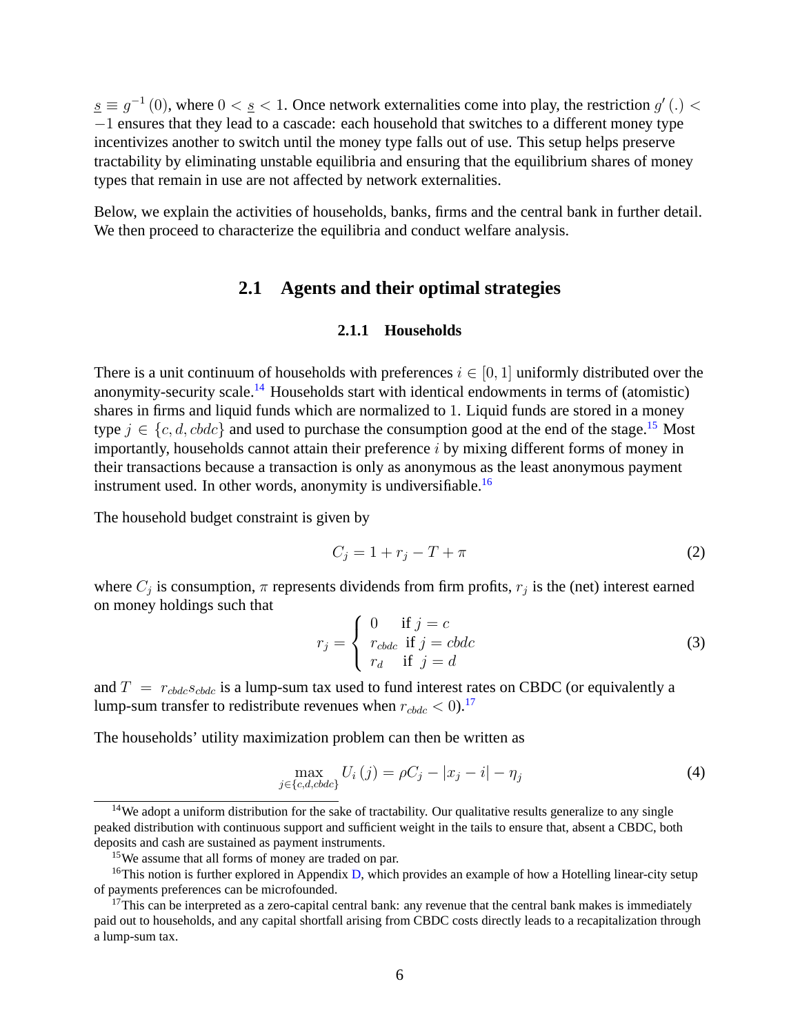$\underline{s} \equiv g^{-1}(0)$, where $0 < \underline{s} < 1$. Once network externalities come into play, the restriction $g'(.) < -1$ ensures that they lead to a cascade: each household that switches to a different money type incentivizes another to switch until the money type falls out of use. This setup helps preserve tractability by eliminating unstable equilibria and ensuring that the equilibrium shares of money types that remain in use are not affected by network externalities.

Below, we explain the activities of households, banks, firms and the central bank in further detail. We then proceed to characterize the equilibria and conduct welfare analysis.

## 2.1 Agents and their optimal strategies

### 2.1.1 Households

There is a unit continuum of households with preferences $i \in [0, 1]$ uniformly distributed over the anonymity-security scale.[14] Households start with identical endowments in terms of (atomistic) shares in firms and liquid funds which are normalized to 1. Liquid funds are stored in a money type $j \in \{c, d, cbdc\}$ and used to purchase the consumption good at the end of the stage.[15] Most importantly, households cannot attain their preference $i$ by mixing different forms of money in their transactions because a transaction is only as anonymous as the least anonymous payment instrument used. In other words, anonymity is undiversifiable.[16]

The household budget constraint is given by

$$C_j = 1 + r_j - T + \pi \tag{2}$$

where $C_j$ is consumption, $\pi$ represents dividends from firm profits, $r_j$ is the (net) interest earned on money holdings such that

$$r_j = \begin{cases} 0 & \text{if } j = c \\ r_{cbdc} & \text{if } j = cbdc \\ r_d & \text{if } j = d \end{cases} \tag{3}$$

and $T = r_{cbdc} s_{cbdc}$ is a lump-sum tax used to fund interest rates on CBDC (or equivalently a lump-sum transfer to redistribute revenues when $r_{cbdc} < 0$).[17]

The households' utility maximization problem can then be written as

$$\max_{j \in \{c,d,cbdc\}} U_i(j) = \rho C_j - |x_j - i| - \eta_j \tag{4}$$

[14] We adopt a uniform distribution for the sake of tractability. Our qualitative results generalize to any single peaked distribution with continuous support and sufficient weight in the tails to ensure that, absent a CBDC, both deposits and cash are sustained as payment instruments.

[15] We assume that all forms of money are traded on par.

[16] This notion is further explored in Appendix D, which provides an example of how a Hotelling linear-city setup of payments preferences can be microfounded.

[17] This can be interpreted as a zero-capital central bank: any revenue that the central bank makes is immediately paid out to households, and any capital shortfall arising from CBDC costs directly leads to a recapitalization through a lump-sum tax.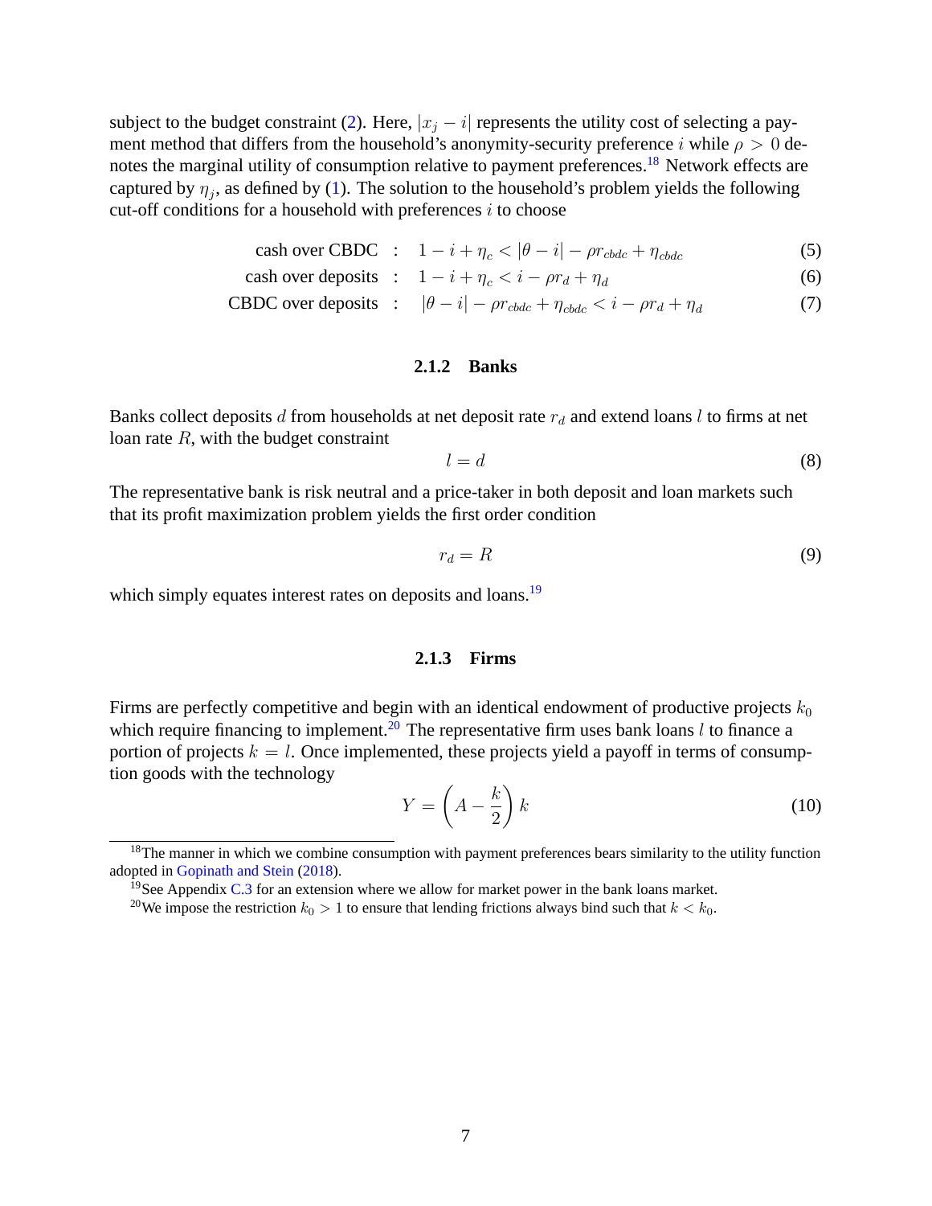subject to the budget constraint (2). Here, $|x_j - i|$ represents the utility cost of selecting a payment method that differs from the household's anonymity-security preference $i$ while $\rho > 0$ denotes the marginal utility of consumption relative to payment preferences.[18] Network effects are captured by $\eta_j$, as defined by (1). The solution to the household's problem yields the following cut-off conditions for a household with preferences $i$ to choose

$$\text{cash over CBDC} \quad : \quad 1 - i + \eta_c < |\theta - i| - \rho r_{cbdc} + \eta_{cbdc} \tag{5}$$

$$\text{cash over deposits} \quad : \quad 1 - i + \eta_c < i - \rho r_d + \eta_d \tag{6}$$

$$\text{CBDC over deposits} \quad : \quad |\theta - i| - \rho r_{cbdc} + \eta_{cbdc} < i - \rho r_d + \eta_d \tag{7}$$

### 2.1.2 Banks

Banks collect deposits $d$ from households at net deposit rate $r_d$ and extend loans $l$ to firms at net loan rate $R$, with the budget constraint

$$l = d \tag{8}$$

The representative bank is risk neutral and a price-taker in both deposit and loan markets such that its profit maximization problem yields the first order condition

$$r_d = R \tag{9}$$

which simply equates interest rates on deposits and loans.[19]

### 2.1.3 Firms

Firms are perfectly competitive and begin with an identical endowment of productive projects $k_0$ which require financing to implement.[20] The representative firm uses bank loans $l$ to finance a portion of projects $k = l$. Once implemented, these projects yield a payoff in terms of consumption goods with the technology

$$Y = \left(A - \frac{k}{2}\right) k \tag{10}$$

[18] The manner in which we combine consumption with payment preferences bears similarity to the utility function adopted in Gopinath and Stein (2018).

[19] See Appendix C.3 for an extension where we allow for market power in the bank loans market.

[20] We impose the restriction $k_0 > 1$ to ensure that lending frictions always bind such that $k < k_0$.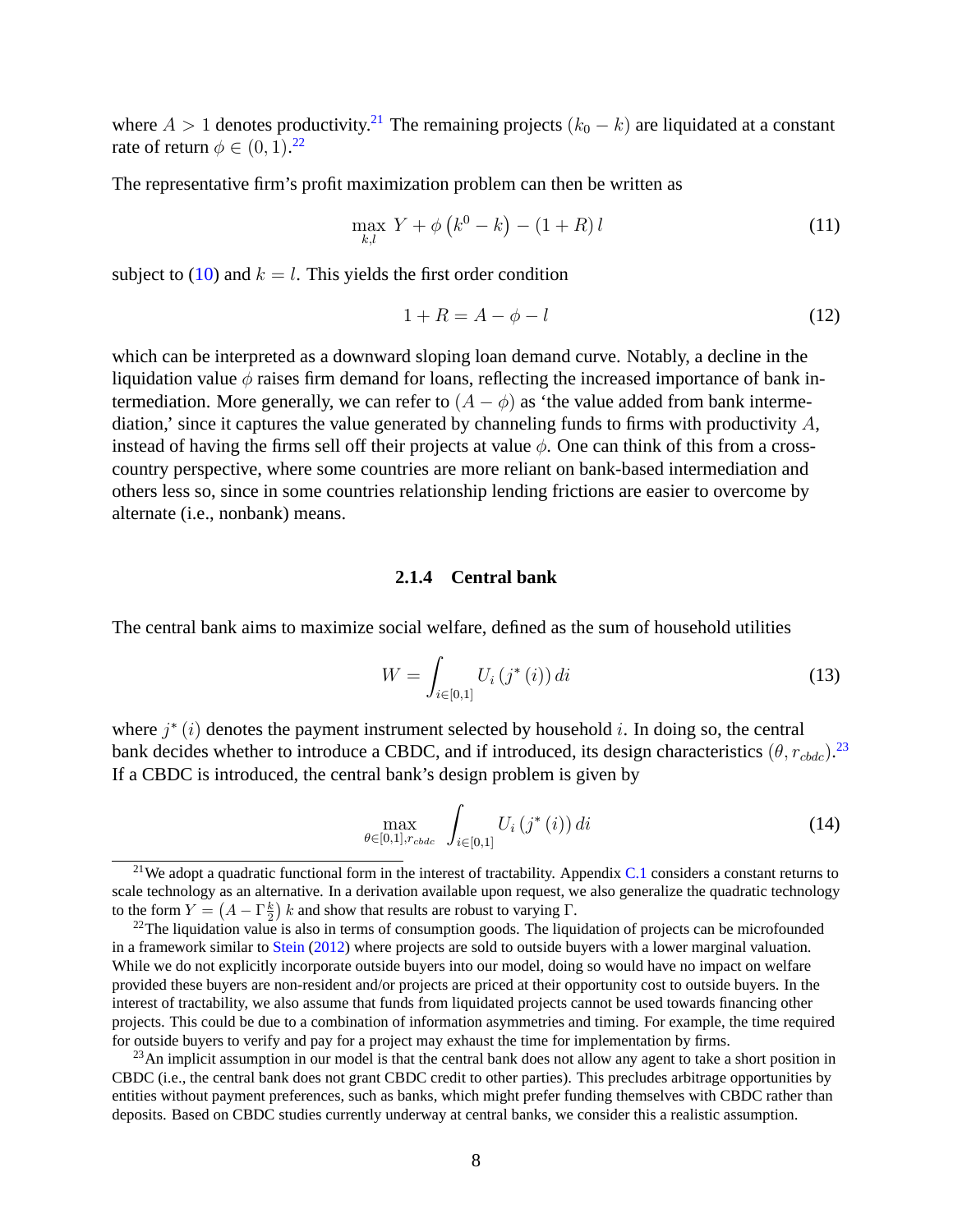where $A > 1$ denotes productivity.[21] The remaining projects $(k_0 - k)$ are liquidated at a constant rate of return $\phi \in (0, 1)$.[22]

The representative firm's profit maximization problem can then be written as

$$\max_{k,l} \; Y + \phi \left(k^0 - k\right) - (1 + R)\, l \tag{11}$$

subject to (10) and $k = l$. This yields the first order condition

$$1 + R = A - \phi - l \tag{12}$$

which can be interpreted as a downward sloping loan demand curve. Notably, a decline in the liquidation value $\phi$ raises firm demand for loans, reflecting the increased importance of bank intermediation. More generally, we can refer to $(A - \phi)$ as 'the value added from bank intermediation,' since it captures the value generated by channeling funds to firms with productivity $A$, instead of having the firms sell off their projects at value $\phi$. One can think of this from a cross-country perspective, where some countries are more reliant on bank-based intermediation and others less so, since in some countries relationship lending frictions are easier to overcome by alternate (i.e., nonbank) means.

#### 2.1.4 Central bank

The central bank aims to maximize social welfare, defined as the sum of household utilities

$$W = \int_{i \in [0,1]} U_i \left(j^* (i)\right) di \tag{13}$$

where $j^* (i)$ denotes the payment instrument selected by household $i$. In doing so, the central bank decides whether to introduce a CBDC, and if introduced, its design characteristics $(\theta, r_{cbdc})$.[23] If a CBDC is introduced, the central bank's design problem is given by

$$\max_{\theta \in [0,1], r_{cbdc}} \; \int_{i \in [0,1]} U_i \left(j^* (i)\right) di \tag{14}$$

---

[21] We adopt a quadratic functional form in the interest of tractability. Appendix C.1 considers a constant returns to scale technology as an alternative. In a derivation available upon request, we also generalize the quadratic technology to the form $Y = \left(A - \Gamma \frac{k}{2}\right) k$ and show that results are robust to varying $\Gamma$.

[22] The liquidation value is also in terms of consumption goods. The liquidation of projects can be microfounded in a framework similar to Stein (2012) where projects are sold to outside buyers with a lower marginal valuation. While we do not explicitly incorporate outside buyers into our model, doing so would have no impact on welfare provided these buyers are non-resident and/or projects are priced at their opportunity cost to outside buyers. In the interest of tractability, we also assume that funds from liquidated projects cannot be used towards financing other projects. This could be due to a combination of information asymmetries and timing. For example, the time required for outside buyers to verify and pay for a project may exhaust the time for implementation by firms.

[23] An implicit assumption in our model is that the central bank does not allow any agent to take a short position in CBDC (i.e., the central bank does not grant CBDC credit to other parties). This precludes arbitrage opportunities by entities without payment preferences, such as banks, which might prefer funding themselves with CBDC rather than deposits. Based on CBDC studies currently underway at central banks, we consider this a realistic assumption.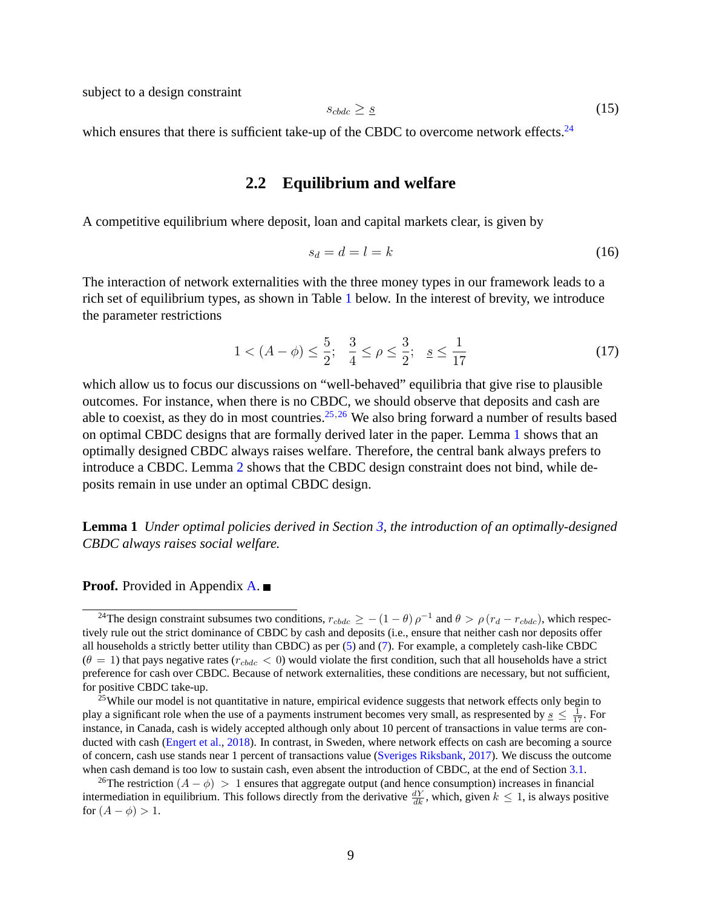subject to a design constraint

$$s_{cbdc} \geq \underline{s} \tag{15}$$

which ensures that there is sufficient take-up of the CBDC to overcome network effects.[24]

## 2.2 Equilibrium and welfare

A competitive equilibrium where deposit, loan and capital markets clear, is given by

$$s_d = d = l = k \tag{16}$$

The interaction of network externalities with the three money types in our framework leads to a rich set of equilibrium types, as shown in Table 1 below. In the interest of brevity, we introduce the parameter restrictions

$$1 < (A - \phi) \leq \frac{5}{2}; \quad \frac{3}{4} \leq \rho \leq \frac{3}{2}; \quad \underline{s} \leq \frac{1}{17} \tag{17}$$

which allow us to focus our discussions on "well-behaved" equilibria that give rise to plausible outcomes. For instance, when there is no CBDC, we should observe that deposits and cash are able to coexist, as they do in most countries.[25,26] We also bring forward a number of results based on optimal CBDC designs that are formally derived later in the paper. Lemma 1 shows that an optimally designed CBDC always raises welfare. Therefore, the central bank always prefers to introduce a CBDC. Lemma 2 shows that the CBDC design constraint does not bind, while deposits remain in use under an optimal CBDC design.

**Lemma 1** *Under optimal policies derived in Section 3, the introduction of an optimally-designed CBDC always raises social welfare.*

**Proof.** Provided in Appendix A. ■

---

[24] The design constraint subsumes two conditions, $r_{cbdc} \geq -(1-\theta)\rho^{-1}$ and $\theta > \rho(r_d - r_{cbdc})$, which respectively rule out the strict dominance of CBDC by cash and deposits (i.e., ensure that neither cash nor deposits offer all households a strictly better utility than CBDC) as per (5) and (7). For example, a completely cash-like CBDC ($\theta = 1$) that pays negative rates ($r_{cbdc} < 0$) would violate the first condition, such that all households have a strict preference for cash over CBDC. Because of network externalities, these conditions are necessary, but not sufficient, for positive CBDC take-up.

[25] While our model is not quantitative in nature, empirical evidence suggests that network effects only begin to play a significant role when the use of a payments instrument becomes very small, as respresented by $\underline{s} \leq \frac{1}{17}$. For instance, in Canada, cash is widely accepted although only about 10 percent of transactions in value terms are conducted with cash (Engert et al., 2018). In contrast, in Sweden, where network effects on cash are becoming a source of concern, cash use stands near 1 percent of transactions value (Sveriges Riksbank, 2017). We discuss the outcome when cash demand is too low to sustain cash, even absent the introduction of CBDC, at the end of Section 3.1.

[26] The restriction $(A - \phi) > 1$ ensures that aggregate output (and hence consumption) increases in financial intermediation in equilibrium. This follows directly from the derivative $\frac{dY}{dk}$, which, given $k \leq 1$, is always positive for $(A - \phi) > 1$.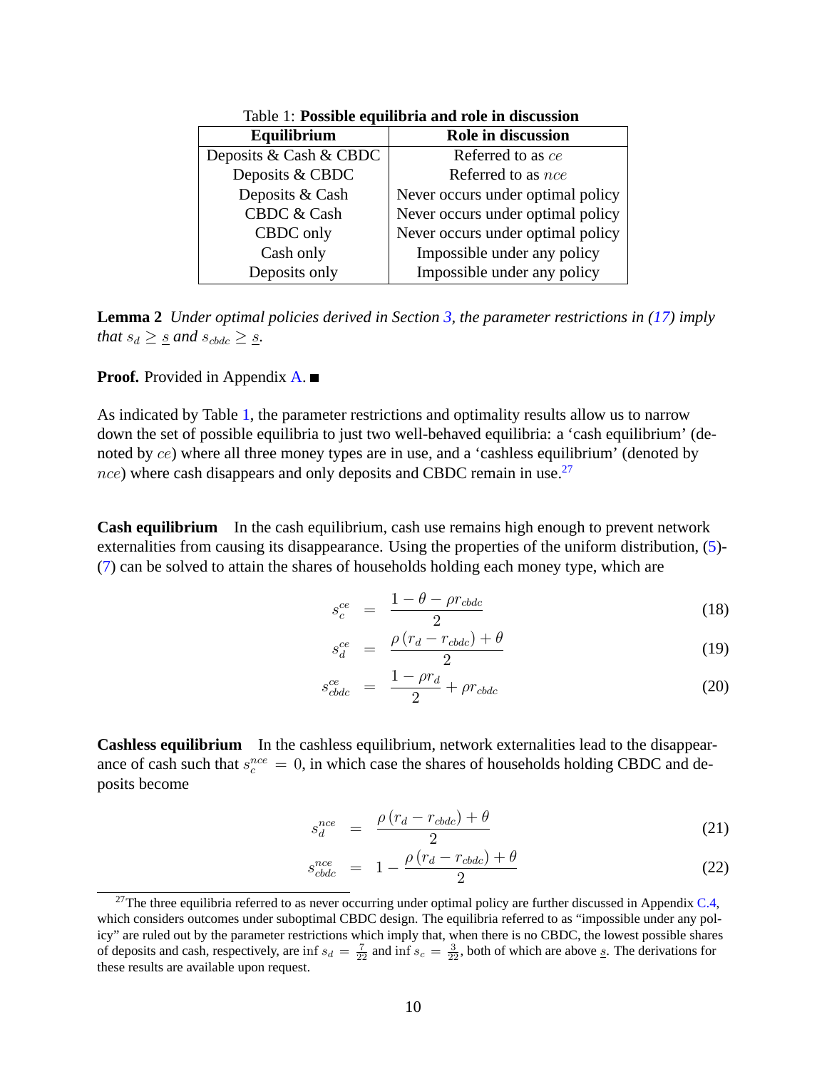Table 1: **Possible equilibria and role in discussion**

| Equilibrium | Role in discussion |
|---|---|
| Deposits & Cash & CBDC | Referred to as $ce$ |
| Deposits & CBDC | Referred to as $nce$ |
| Deposits & Cash | Never occurs under optimal policy |
| CBDC & Cash | Never occurs under optimal policy |
| CBDC only | Never occurs under optimal policy |
| Cash only | Impossible under any policy |
| Deposits only | Impossible under any policy |

**Lemma 2** *Under optimal policies derived in Section 3, the parameter restrictions in (17) imply that $s_d \geq \underline{s}$ and $s_{cbdc} \geq \underline{s}$.*

**Proof.** Provided in Appendix A. ■

As indicated by Table 1, the parameter restrictions and optimality results allow us to narrow down the set of possible equilibria to just two well-behaved equilibria: a 'cash equilibrium' (denoted by $ce$) where all three money types are in use, and a 'cashless equilibrium' (denoted by $nce$) where cash disappears and only deposits and CBDC remain in use.[27]

**Cash equilibrium** In the cash equilibrium, cash use remains high enough to prevent network externalities from causing its disappearance. Using the properties of the uniform distribution, (5)-(7) can be solved to attain the shares of households holding each money type, which are

$$s_c^{ce} = \frac{1-\theta-\rho r_{cbdc}}{2} \tag{18}$$

$$s_d^{ce} = \frac{\rho\left(r_d - r_{cbdc}\right)+\theta}{2} \tag{19}$$

$$s_{cbdc}^{ce} = \frac{1-\rho r_d}{2} + \rho r_{cbdc} \tag{20}$$

**Cashless equilibrium** In the cashless equilibrium, network externalities lead to the disappearance of cash such that $s_c^{nce} = 0$, in which case the shares of households holding CBDC and deposits become

$$s_d^{nce} = \frac{\rho\left(r_d - r_{cbdc}\right)+\theta}{2} \tag{21}$$

$$s_{cbdc}^{nce} = 1 - \frac{\rho\left(r_d - r_{cbdc}\right)+\theta}{2} \tag{22}$$

[27] The three equilibria referred to as never occurring under optimal policy are further discussed in Appendix C.4, which considers outcomes under suboptimal CBDC design. The equilibria referred to as "impossible under any policy" are ruled out by the parameter restrictions which imply that, when there is no CBDC, the lowest possible shares of deposits and cash, respectively, are $\inf s_d = \frac{7}{22}$ and $\inf s_c = \frac{3}{22}$, both of which are above $\underline{s}$. The derivations for these results are available upon request.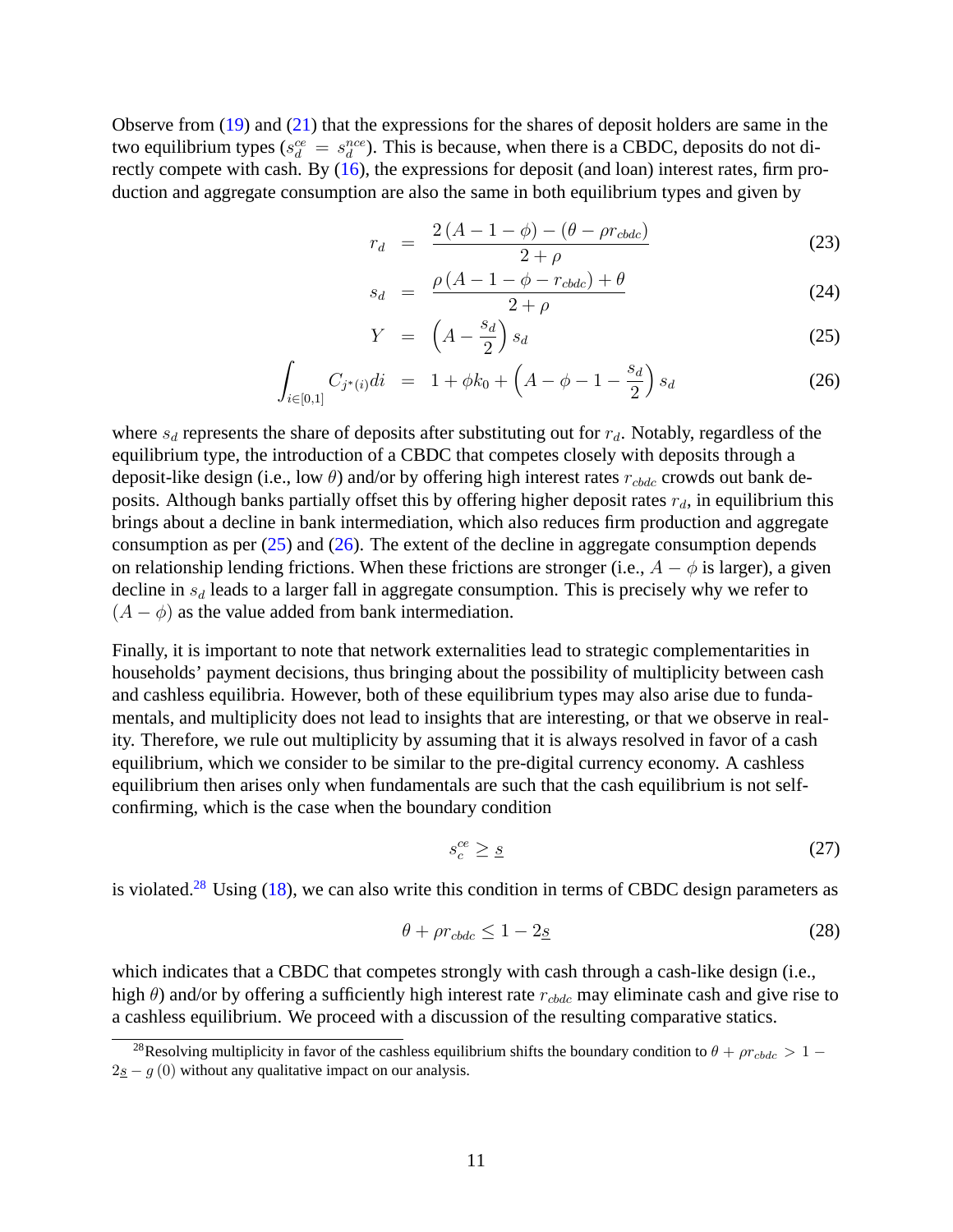Observe from (19) and (21) that the expressions for the shares of deposit holders are same in the two equilibrium types ($s_d^{ce} = s_d^{nce}$). This is because, when there is a CBDC, deposits do not directly compete with cash. By (16), the expressions for deposit (and loan) interest rates, firm production and aggregate consumption are also the same in both equilibrium types and given by

$$r_d = \frac{2(A - 1 - \phi) - (\theta - \rho r_{cbdc})}{2 + \rho} \tag{23}$$

$$s_d = \frac{\rho(A - 1 - \phi - r_{cbdc}) + \theta}{2 + \rho} \tag{24}$$

$$Y = \left(A - \frac{s_d}{2}\right) s_d \tag{25}$$

$$\int_{i \in [0,1]} C_{j^*(i)} di = 1 + \phi k_0 + \left(A - \phi - 1 - \frac{s_d}{2}\right) s_d \tag{26}$$

where $s_d$ represents the share of deposits after substituting out for $r_d$. Notably, regardless of the equilibrium type, the introduction of a CBDC that competes closely with deposits through a deposit-like design (i.e., low $\theta$) and/or by offering high interest rates $r_{cbdc}$ crowds out bank deposits. Although banks partially offset this by offering higher deposit rates $r_d$, in equilibrium this brings about a decline in bank intermediation, which also reduces firm production and aggregate consumption as per (25) and (26). The extent of the decline in aggregate consumption depends on relationship lending frictions. When these frictions are stronger (i.e., $A - \phi$ is larger), a given decline in $s_d$ leads to a larger fall in aggregate consumption. This is precisely why we refer to $(A - \phi)$ as the value added from bank intermediation.

Finally, it is important to note that network externalities lead to strategic complementarities in households' payment decisions, thus bringing about the possibility of multiplicity between cash and cashless equilibria. However, both of these equilibrium types may also arise due to fundamentals, and multiplicity does not lead to insights that are interesting, or that we observe in reality. Therefore, we rule out multiplicity by assuming that it is always resolved in favor of a cash equilibrium, which we consider to be similar to the pre-digital currency economy. A cashless equilibrium then arises only when fundamentals are such that the cash equilibrium is not self-confirming, which is the case when the boundary condition

$$s_c^{ce} \geq \underline{s} \tag{27}$$

is violated.[28] Using (18), we can also write this condition in terms of CBDC design parameters as

$$\theta + \rho r_{cbdc} \leq 1 - 2\underline{s} \tag{28}$$

which indicates that a CBDC that competes strongly with cash through a cash-like design (i.e., high $\theta$) and/or by offering a sufficiently high interest rate $r_{cbdc}$ may eliminate cash and give rise to a cashless equilibrium. We proceed with a discussion of the resulting comparative statics.

[28] Resolving multiplicity in favor of the cashless equilibrium shifts the boundary condition to $\theta + \rho r_{cbdc} > 1 - 2\underline{s} - g(0)$ without any qualitative impact on our analysis.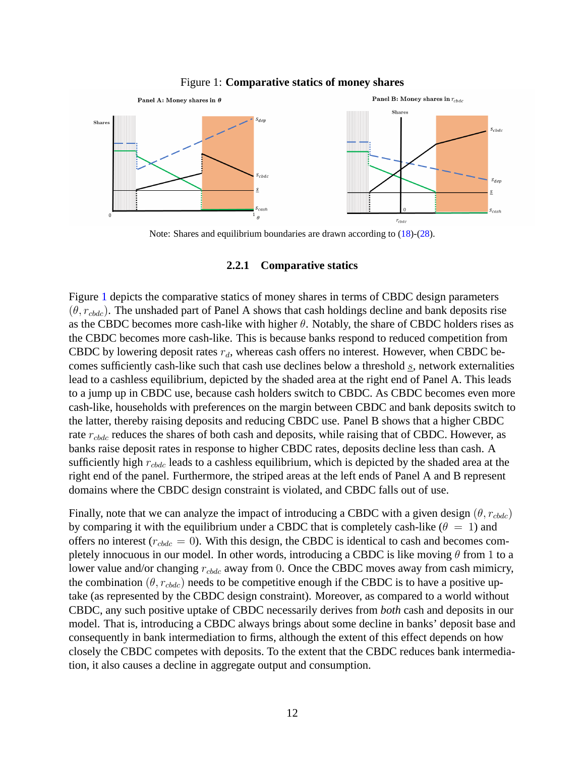Figure 1: **Comparative statics of money shares**

Note: Shares and equilibrium boundaries are drawn according to (18)-(28).

### 2.2.1 Comparative statics

Figure 1 depicts the comparative statics of money shares in terms of CBDC design parameters $(\theta, r_{cbdc})$. The unshaded part of Panel A shows that cash holdings decline and bank deposits rise as the CBDC becomes more cash-like with higher $\theta$. Notably, the share of CBDC holders rises as the CBDC becomes more cash-like. This is because banks respond to reduced competition from CBDC by lowering deposit rates $r_d$, whereas cash offers no interest. However, when CBDC becomes sufficiently cash-like such that cash use declines below a threshold $\underline{s}$, network externalities lead to a cashless equilibrium, depicted by the shaded area at the right end of Panel A. This leads to a jump up in CBDC use, because cash holders switch to CBDC. As CBDC becomes even more cash-like, households with preferences on the margin between CBDC and bank deposits switch to the latter, thereby raising deposits and reducing CBDC use. Panel B shows that a higher CBDC rate $r_{cbdc}$ reduces the shares of both cash and deposits, while raising that of CBDC. However, as banks raise deposit rates in response to higher CBDC rates, deposits decline less than cash. A sufficiently high $r_{cbdc}$ leads to a cashless equilibrium, which is depicted by the shaded area at the right end of the panel. Furthermore, the striped areas at the left ends of Panel A and B represent domains where the CBDC design constraint is violated, and CBDC falls out of use.

Finally, note that we can analyze the impact of introducing a CBDC with a given design $(\theta, r_{cbdc})$ by comparing it with the equilibrium under a CBDC that is completely cash-like ($\theta = 1$) and offers no interest ($r_{cbdc} = 0$). With this design, the CBDC is identical to cash and becomes completely innocuous in our model. In other words, introducing a CBDC is like moving $\theta$ from 1 to a lower value and/or changing $r_{cbdc}$ away from 0. Once the CBDC moves away from cash mimicry, the combination $(\theta, r_{cbdc})$ needs to be competitive enough if the CBDC is to have a positive uptake (as represented by the CBDC design constraint). Moreover, as compared to a world without CBDC, any such positive uptake of CBDC necessarily derives from *both* cash and deposits in our model. That is, introducing a CBDC always brings about some decline in banks' deposit base and consequently in bank intermediation to firms, although the extent of this effect depends on how closely the CBDC competes with deposits. To the extent that the CBDC reduces bank intermediation, it also causes a decline in aggregate output and consumption.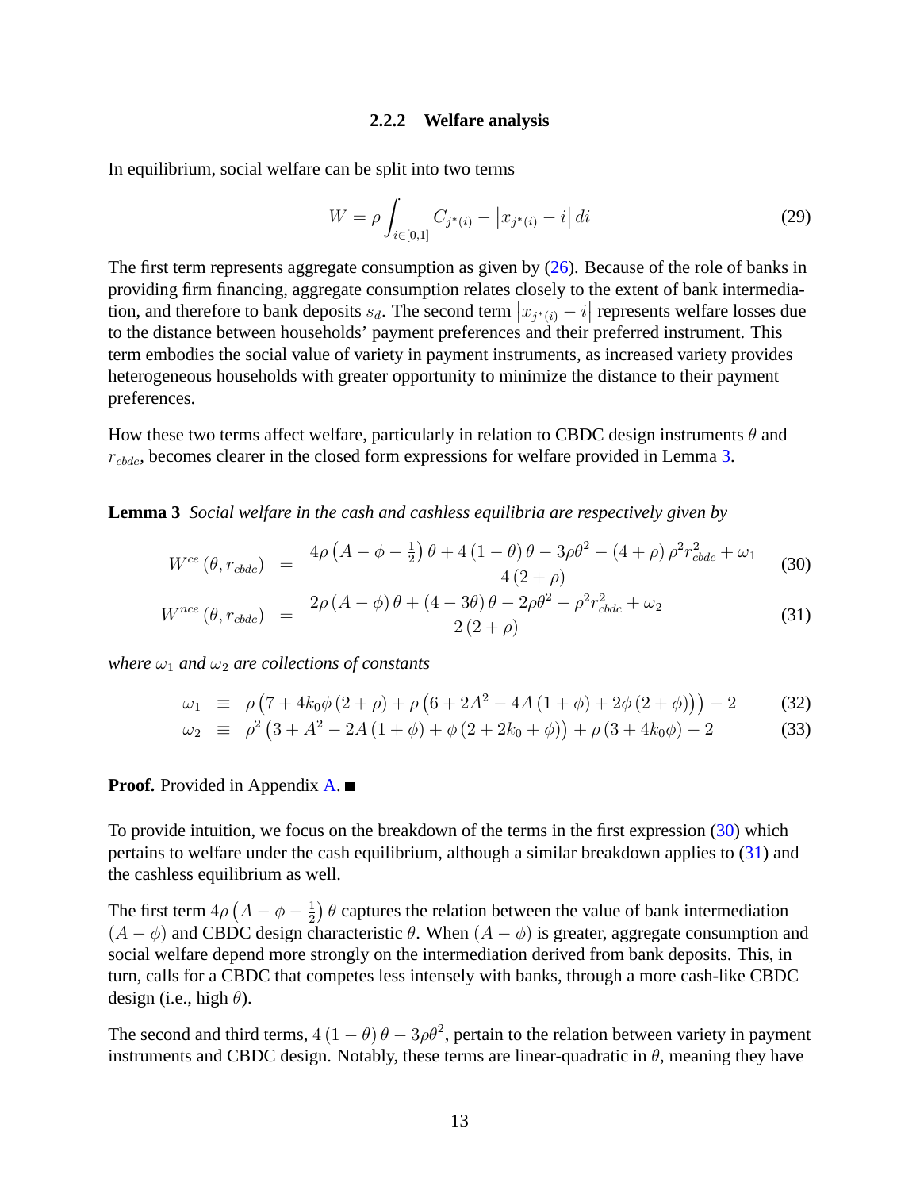#### 2.2.2 Welfare analysis

In equilibrium, social welfare can be split into two terms

$$W = \rho \int_{i\in[0,1]} C_{j^*(i)} - \left|x_{j^*(i)} - i\right| di \tag{29}$$

The first term represents aggregate consumption as given by (26). Because of the role of banks in providing firm financing, aggregate consumption relates closely to the extent of bank intermediation, and therefore to bank deposits $s_d$. The second term $\left|x_{j^*(i)} - i\right|$ represents welfare losses due to the distance between households' payment preferences and their preferred instrument. This term embodies the social value of variety in payment instruments, as increased variety provides heterogeneous households with greater opportunity to minimize the distance to their payment preferences.

How these two terms affect welfare, particularly in relation to CBDC design instruments $\theta$ and $r_{cbdc}$, becomes clearer in the closed form expressions for welfare provided in Lemma 3.

**Lemma 3** *Social welfare in the cash and cashless equilibria are respectively given by*

$$W^{ce}(\theta, r_{cbdc}) = \frac{4\rho\left(A - \phi - \frac{1}{2}\right)\theta + 4(1-\theta)\theta - 3\rho\theta^2 - (4+\rho)\rho^2 r_{cbdc}^2 + \omega_1}{4(2+\rho)} \tag{30}$$

$$W^{nce}(\theta, r_{cbdc}) = \frac{2\rho(A-\phi)\theta + (4-3\theta)\theta - 2\rho\theta^2 - \rho^2 r_{cbdc}^2 + \omega_2}{2(2+\rho)} \tag{31}$$

*where $\omega_1$ and $\omega_2$ are collections of constants*

$$\omega_1 \equiv \rho\left(7 + 4k_0\phi(2+\rho) + \rho\left(6 + 2A^2 - 4A(1+\phi) + 2\phi(2+\phi)\right)\right) - 2 \tag{32}$$

$$\omega_2 \equiv \rho^2\left(3 + A^2 - 2A(1+\phi) + \phi(2 + 2k_0 + \phi)\right) + \rho(3 + 4k_0\phi) - 2 \tag{33}$$

**Proof.** Provided in Appendix A. ■

To provide intuition, we focus on the breakdown of the terms in the first expression (30) which pertains to welfare under the cash equilibrium, although a similar breakdown applies to (31) and the cashless equilibrium as well.

The first term $4\rho\left(A - \phi - \frac{1}{2}\right)\theta$ captures the relation between the value of bank intermediation $(A - \phi)$ and CBDC design characteristic $\theta$. When $(A - \phi)$ is greater, aggregate consumption and social welfare depend more strongly on the intermediation derived from bank deposits. This, in turn, calls for a CBDC that competes less intensely with banks, through a more cash-like CBDC design (i.e., high $\theta$).

The second and third terms, $4(1-\theta)\theta - 3\rho\theta^2$, pertain to the relation between variety in payment instruments and CBDC design. Notably, these terms are linear-quadratic in $\theta$, meaning they have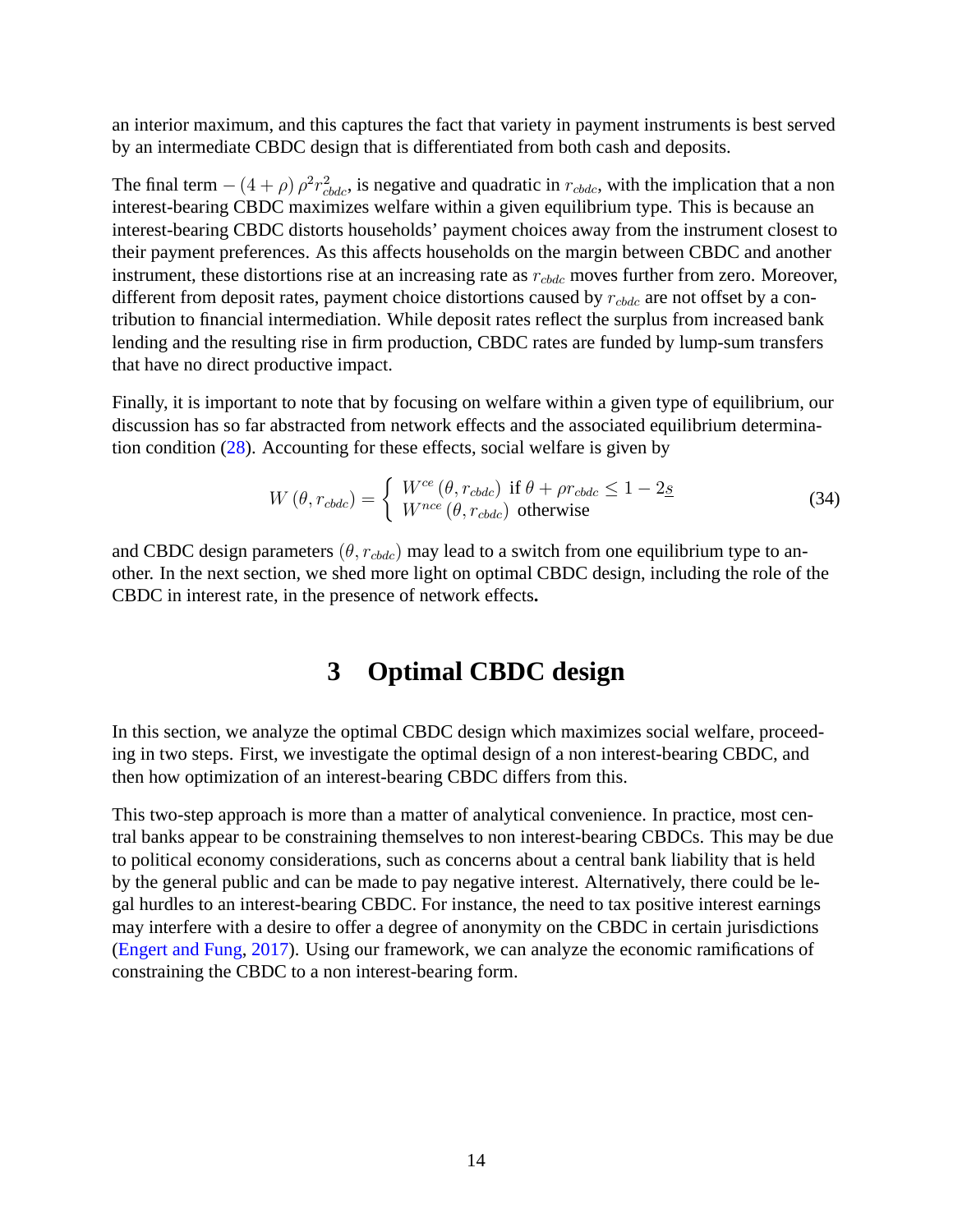an interior maximum, and this captures the fact that variety in payment instruments is best served by an intermediate CBDC design that is differentiated from both cash and deposits.

The final term $-(4+\rho)\,\rho^2 r_{cbdc}^2$, is negative and quadratic in $r_{cbdc}$, with the implication that a non interest-bearing CBDC maximizes welfare within a given equilibrium type. This is because an interest-bearing CBDC distorts households' payment choices away from the instrument closest to their payment preferences. As this affects households on the margin between CBDC and another instrument, these distortions rise at an increasing rate as $r_{cbdc}$ moves further from zero. Moreover, different from deposit rates, payment choice distortions caused by $r_{cbdc}$ are not offset by a contribution to financial intermediation. While deposit rates reflect the surplus from increased bank lending and the resulting rise in firm production, CBDC rates are funded by lump-sum transfers that have no direct productive impact.

Finally, it is important to note that by focusing on welfare within a given type of equilibrium, our discussion has so far abstracted from network effects and the associated equilibrium determination condition (28). Accounting for these effects, social welfare is given by

$$W\left(\theta, r_{cbdc}\right) = \begin{cases} W^{ce}\left(\theta, r_{cbdc}\right) \text{ if } \theta + \rho r_{cbdc} \leq 1 - 2\underline{s} \\ W^{nce}\left(\theta, r_{cbdc}\right) \text{ otherwise} \end{cases} \tag{34}$$

and CBDC design parameters $(\theta, r_{cbdc})$ may lead to a switch from one equilibrium type to another. In the next section, we shed more light on optimal CBDC design, including the role of the CBDC in interest rate, in the presence of network effects**.**

# 3 Optimal CBDC design

In this section, we analyze the optimal CBDC design which maximizes social welfare, proceeding in two steps. First, we investigate the optimal design of a non interest-bearing CBDC, and then how optimization of an interest-bearing CBDC differs from this.

This two-step approach is more than a matter of analytical convenience. In practice, most central banks appear to be constraining themselves to non interest-bearing CBDCs. This may be due to political economy considerations, such as concerns about a central bank liability that is held by the general public and can be made to pay negative interest. Alternatively, there could be legal hurdles to an interest-bearing CBDC. For instance, the need to tax positive interest earnings may interfere with a desire to offer a degree of anonymity on the CBDC in certain jurisdictions (Engert and Fung, 2017). Using our framework, we can analyze the economic ramifications of constraining the CBDC to a non interest-bearing form.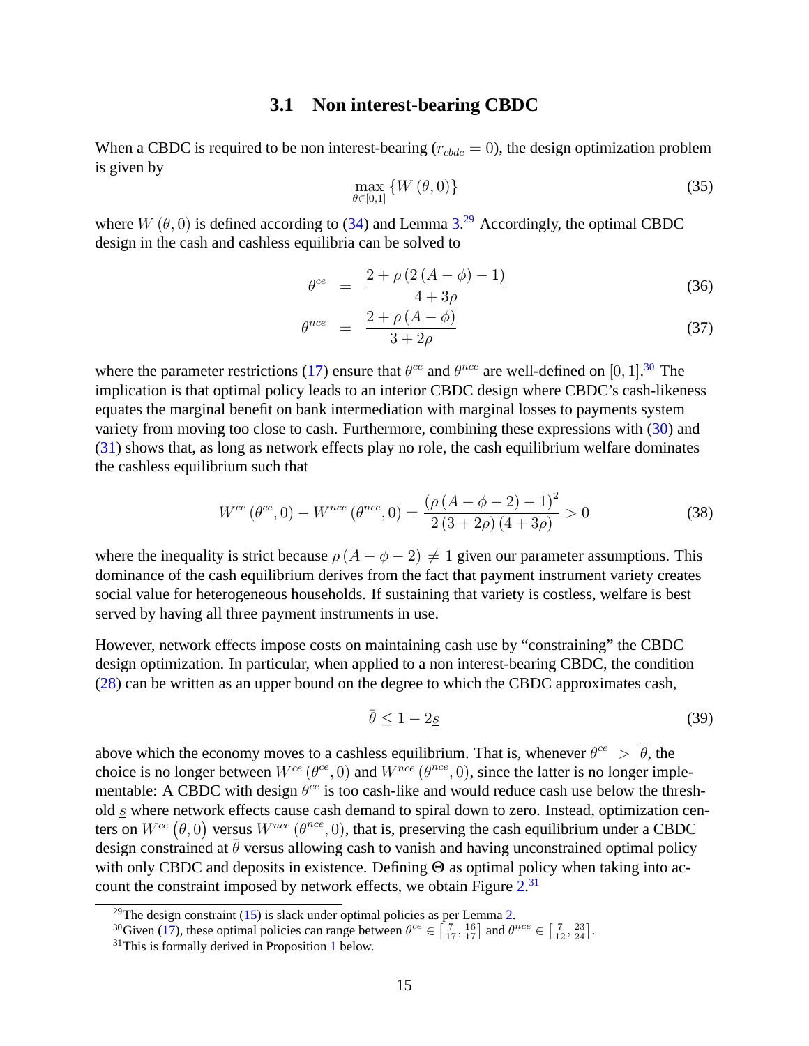### 3.1 Non interest-bearing CBDC

When a CBDC is required to be non interest-bearing ($r_{cbdc} = 0$), the design optimization problem is given by

$$\max_{\theta \in [0,1]} \{W(\theta, 0)\} \tag{35}$$

where $W(\theta, 0)$ is defined according to (34) and Lemma 3.[29] Accordingly, the optimal CBDC design in the cash and cashless equilibria can be solved to

$$\theta^{ce} = \frac{2 + \rho(2(A - \phi) - 1)}{4 + 3\rho} \tag{36}$$

$$\theta^{nce} = \frac{2 + \rho(A - \phi)}{3 + 2\rho} \tag{37}$$

where the parameter restrictions (17) ensure that $\theta^{ce}$ and $\theta^{nce}$ are well-defined on $[0, 1]$.[30] The implication is that optimal policy leads to an interior CBDC design where CBDC's cash-likeness equates the marginal benefit on bank intermediation with marginal losses to payments system variety from moving too close to cash. Furthermore, combining these expressions with (30) and (31) shows that, as long as network effects play no role, the cash equilibrium welfare dominates the cashless equilibrium such that

$$W^{ce}(\theta^{ce}, 0) - W^{nce}(\theta^{nce}, 0) = \frac{(\rho(A - \phi - 2) - 1)^2}{2(3 + 2\rho)(4 + 3\rho)} > 0 \tag{38}$$

where the inequality is strict because $\rho(A - \phi - 2) \neq 1$ given our parameter assumptions. This dominance of the cash equilibrium derives from the fact that payment instrument variety creates social value for heterogeneous households. If sustaining that variety is costless, welfare is best served by having all three payment instruments in use.

However, network effects impose costs on maintaining cash use by "constraining" the CBDC design optimization. In particular, when applied to a non interest-bearing CBDC, the condition (28) can be written as an upper bound on the degree to which the CBDC approximates cash,

$$\bar{\theta} \leq 1 - 2\underline{s} \tag{39}$$

above which the economy moves to a cashless equilibrium. That is, whenever $\theta^{ce} > \bar{\theta}$, the choice is no longer between $W^{ce}(\theta^{ce}, 0)$ and $W^{nce}(\theta^{nce}, 0)$, since the latter is no longer implementable: A CBDC with design $\theta^{ce}$ is too cash-like and would reduce cash use below the threshold $\underline{s}$ where network effects cause cash demand to spiral down to zero. Instead, optimization centers on $W^{ce}(\bar{\theta}, 0)$ versus $W^{nce}(\theta^{nce}, 0)$, that is, preserving the cash equilibrium under a CBDC design constrained at $\bar{\theta}$ versus allowing cash to vanish and having unconstrained optimal policy with only CBDC and deposits in existence. Defining $\boldsymbol{\Theta}$ as optimal policy when taking into account the constraint imposed by network effects, we obtain Figure 2.[31]

---

[29] The design constraint (15) is slack under optimal policies as per Lemma 2.

[30] Given (17), these optimal policies can range between $\theta^{ce} \in \left[\frac{7}{17}, \frac{16}{17}\right]$ and $\theta^{nce} \in \left[\frac{7}{12}, \frac{23}{24}\right]$.

[31] This is formally derived in Proposition 1 below.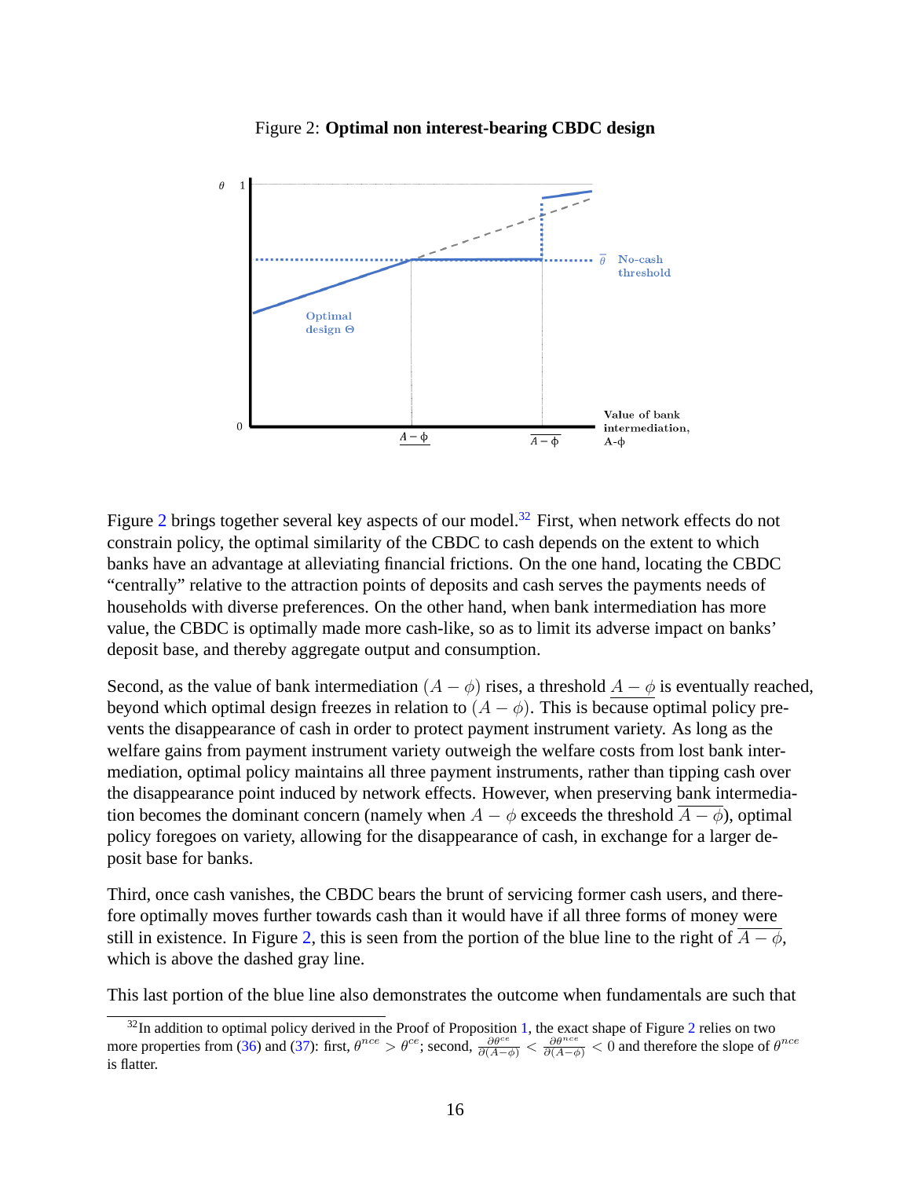Figure 2: **Optimal non interest-bearing CBDC design**

Figure 2 brings together several key aspects of our model.[32] First, when network effects do not constrain policy, the optimal similarity of the CBDC to cash depends on the extent to which banks have an advantage at alleviating financial frictions. On the one hand, locating the CBDC "centrally" relative to the attraction points of deposits and cash serves the payments needs of households with diverse preferences. On the other hand, when bank intermediation has more value, the CBDC is optimally made more cash-like, so as to limit its adverse impact on banks' deposit base, and thereby aggregate output and consumption.

Second, as the value of bank intermediation $(A - \phi)$ rises, a threshold $\underline{A - \phi}$ is eventually reached, beyond which optimal design freezes in relation to $(A - \phi)$. This is because optimal policy prevents the disappearance of cash in order to protect payment instrument variety. As long as the welfare gains from payment instrument variety outweigh the welfare costs from lost bank intermediation, optimal policy maintains all three payment instruments, rather than tipping cash over the disappearance point induced by network effects. However, when preserving bank intermediation becomes the dominant concern (namely when $A - \phi$ exceeds the threshold $\overline{A - \phi}$), optimal policy foregoes on variety, allowing for the disappearance of cash, in exchange for a larger deposit base for banks.

Third, once cash vanishes, the CBDC bears the brunt of servicing former cash users, and therefore optimally moves further towards cash than it would have if all three forms of money were still in existence. In Figure 2, this is seen from the portion of the blue line to the right of $\overline{A - \phi}$, which is above the dashed gray line.

This last portion of the blue line also demonstrates the outcome when fundamentals are such that

[32] In addition to optimal policy derived in the Proof of Proposition 1, the exact shape of Figure 2 relies on two more properties from (36) and (37): first, $\theta^{nce} > \theta^{ce}$; second, $\frac{\partial \theta^{ce}}{\partial (A-\phi)} < \frac{\partial \theta^{nce}}{\partial (A-\phi)} < 0$ and therefore the slope of $\theta^{nce}$ is flatter.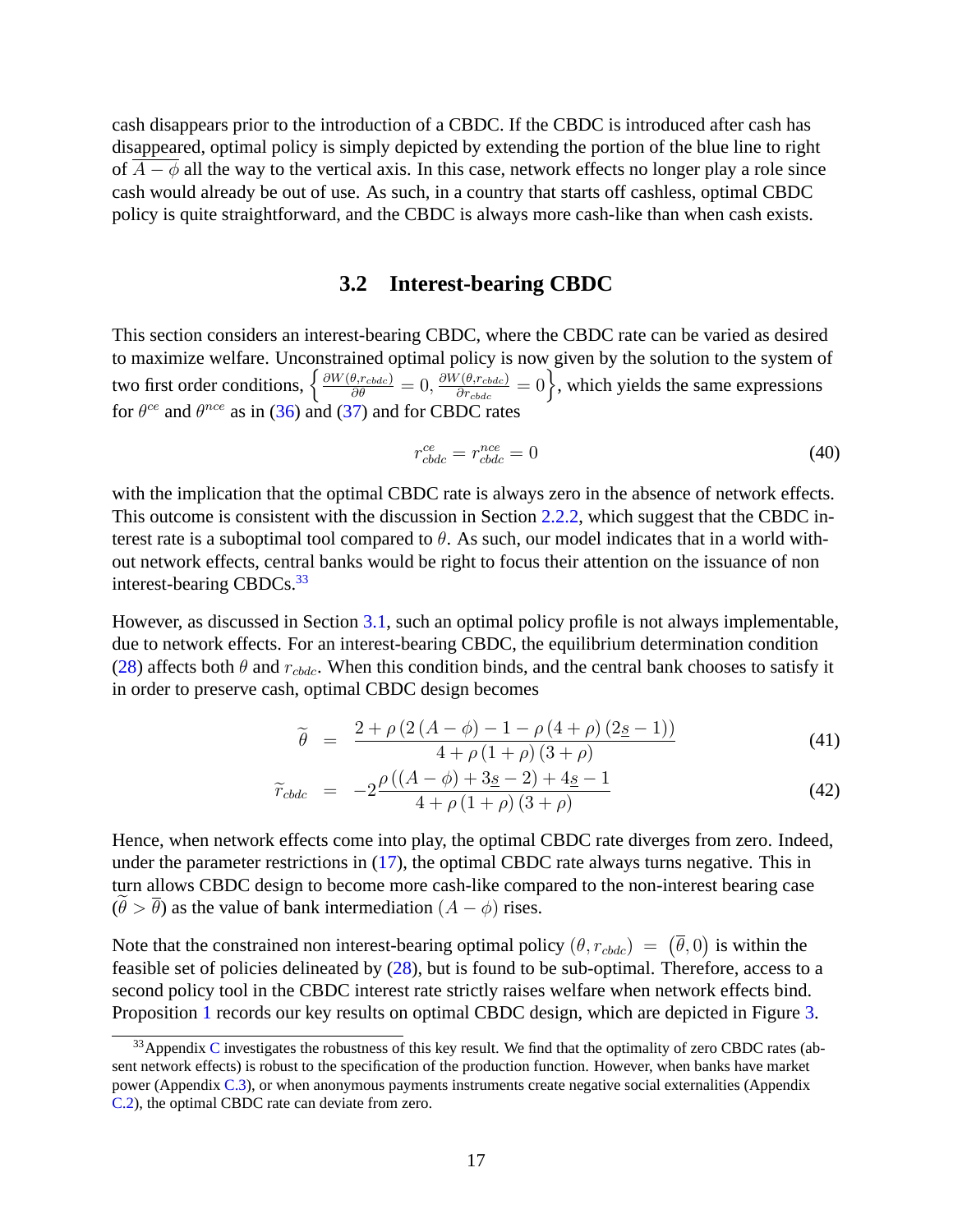cash disappears prior to the introduction of a CBDC. If the CBDC is introduced after cash has disappeared, optimal policy is simply depicted by extending the portion of the blue line to right of $\overline{A-\phi}$ all the way to the vertical axis. In this case, network effects no longer play a role since cash would already be out of use. As such, in a country that starts off cashless, optimal CBDC policy is quite straightforward, and the CBDC is always more cash-like than when cash exists.

### 3.2 Interest-bearing CBDC

This section considers an interest-bearing CBDC, where the CBDC rate can be varied as desired to maximize welfare. Unconstrained optimal policy is now given by the solution to the system of two first order conditions, $\left\{\frac{\partial W(\theta, r_{cbdc})}{\partial \theta} = 0, \frac{\partial W(\theta, r_{cbdc})}{\partial r_{cbdc}} = 0\right\}$, which yields the same expressions for $\theta^{ce}$ and $\theta^{nce}$ as in (36) and (37) and for CBDC rates

$$r^{ce}_{cbdc} = r^{nce}_{cbdc} = 0 \tag{40}$$

with the implication that the optimal CBDC rate is always zero in the absence of network effects. This outcome is consistent with the discussion in Section 2.2.2, which suggest that the CBDC interest rate is a suboptimal tool compared to $\theta$. As such, our model indicates that in a world without network effects, central banks would be right to focus their attention on the issuance of non interest-bearing CBDCs.[33]

However, as discussed in Section 3.1, such an optimal policy profile is not always implementable, due to network effects. For an interest-bearing CBDC, the equilibrium determination condition (28) affects both $\theta$ and $r_{cbdc}$. When this condition binds, and the central bank chooses to satisfy it in order to preserve cash, optimal CBDC design becomes

$$\widetilde{\theta} = \frac{2+\rho\left(2\left(A-\phi\right)-1-\rho\left(4+\rho\right)\left(2\underline{s}-1\right)\right)}{4+\rho\left(1+\rho\right)\left(3+\rho\right)} \tag{41}$$

$$\widetilde{r}_{cbdc} = -2\frac{\rho\left(\left(A-\phi\right)+3\underline{s}-2\right)+4\underline{s}-1}{4+\rho\left(1+\rho\right)\left(3+\rho\right)} \tag{42}$$

Hence, when network effects come into play, the optimal CBDC rate diverges from zero. Indeed, under the parameter restrictions in (17), the optimal CBDC rate always turns negative. This in turn allows CBDC design to become more cash-like compared to the non-interest bearing case ($\widetilde{\theta} > \overline{\theta}$) as the value of bank intermediation $(A-\phi)$ rises.

Note that the constrained non interest-bearing optimal policy $(\theta, r_{cbdc}) = \left(\overline{\theta}, 0\right)$ is within the feasible set of policies delineated by (28), but is found to be sub-optimal. Therefore, access to a second policy tool in the CBDC interest rate strictly raises welfare when network effects bind. Proposition 1 records our key results on optimal CBDC design, which are depicted in Figure 3.

[33] Appendix C investigates the robustness of this key result. We find that the optimality of zero CBDC rates (absent network effects) is robust to the specification of the production function. However, when banks have market power (Appendix C.3), or when anonymous payments instruments create negative social externalities (Appendix C.2), the optimal CBDC rate can deviate from zero.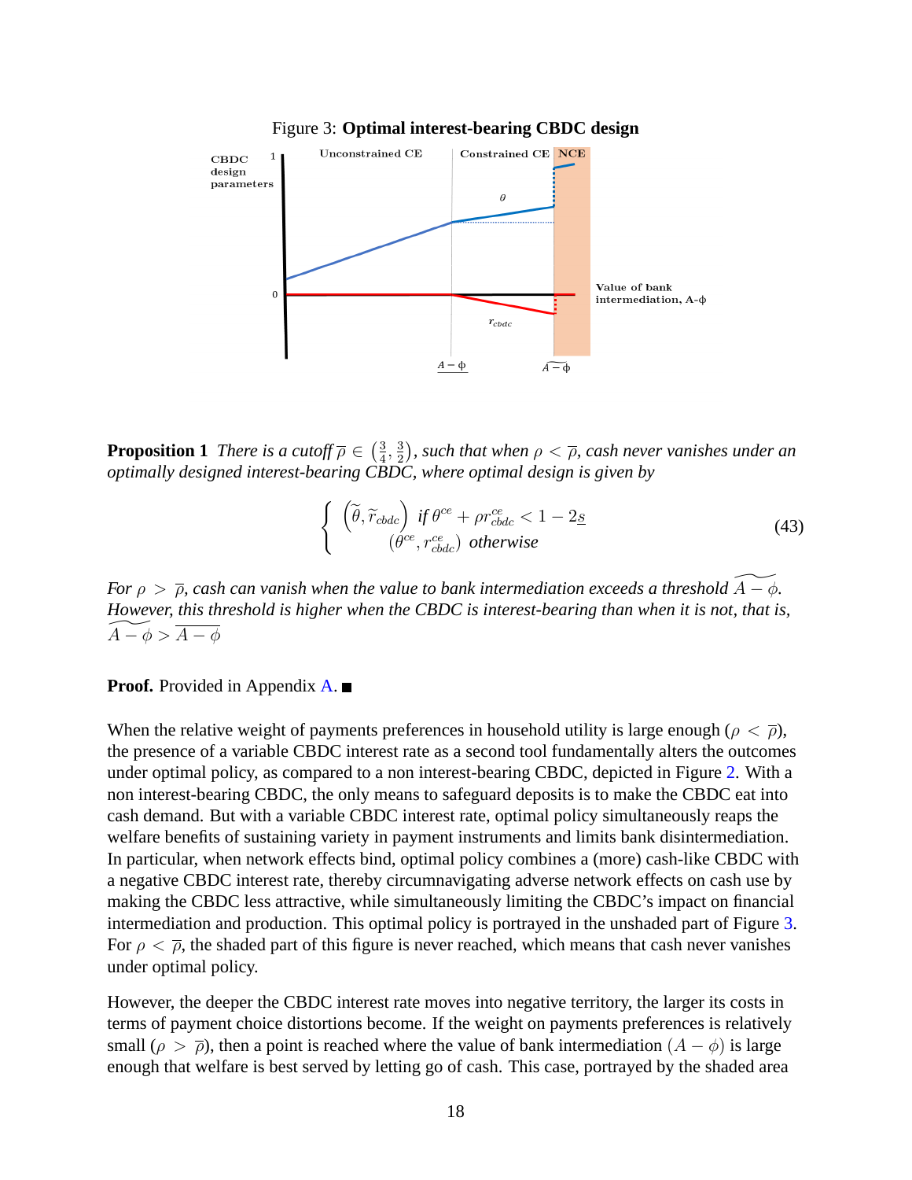Figure 3: **Optimal interest-bearing CBDC design**

**Proposition 1** *There is a cutoff $\overline{\rho} \in \left(\frac{3}{4}, \frac{3}{2}\right)$, such that when $\rho < \overline{\rho}$, cash never vanishes under an optimally designed interest-bearing CBDC, where optimal design is given by*

$$
\begin{cases} \left(\widetilde{\theta}, \widetilde{r}_{cbdc}\right) \text{ if } \theta^{ce} + \rho r_{cbdc}^{ce} < 1 - 2\underline{s} \\ \left(\theta^{ce}, r_{cbdc}^{ce}\right) \text{ otherwise} \end{cases} \tag{43}
$$

*For $\rho > \overline{\rho}$, cash can vanish when the value to bank intermediation exceeds a threshold $\widetilde{A - \phi}$. However, this threshold is higher when the CBDC is interest-bearing than when it is not, that is, $\widetilde{A - \phi} > \overline{A - \phi}$*

**Proof.** Provided in Appendix A. ■

When the relative weight of payments preferences in household utility is large enough ($\rho < \overline{\rho}$), the presence of a variable CBDC interest rate as a second tool fundamentally alters the outcomes under optimal policy, as compared to a non interest-bearing CBDC, depicted in Figure 2. With a non interest-bearing CBDC, the only means to safeguard deposits is to make the CBDC eat into cash demand. But with a variable CBDC interest rate, optimal policy simultaneously reaps the welfare benefits of sustaining variety in payment instruments and limits bank disintermediation. In particular, when network effects bind, optimal policy combines a (more) cash-like CBDC with a negative CBDC interest rate, thereby circumnavigating adverse network effects on cash use by making the CBDC less attractive, while simultaneously limiting the CBDC's impact on financial intermediation and production. This optimal policy is portrayed in the unshaded part of Figure 3. For $\rho < \overline{\rho}$, the shaded part of this figure is never reached, which means that cash never vanishes under optimal policy.

However, the deeper the CBDC interest rate moves into negative territory, the larger its costs in terms of payment choice distortions become. If the weight on payments preferences is relatively small ($\rho > \overline{\rho}$), then a point is reached where the value of bank intermediation $(A - \phi)$ is large enough that welfare is best served by letting go of cash. This case, portrayed by the shaded area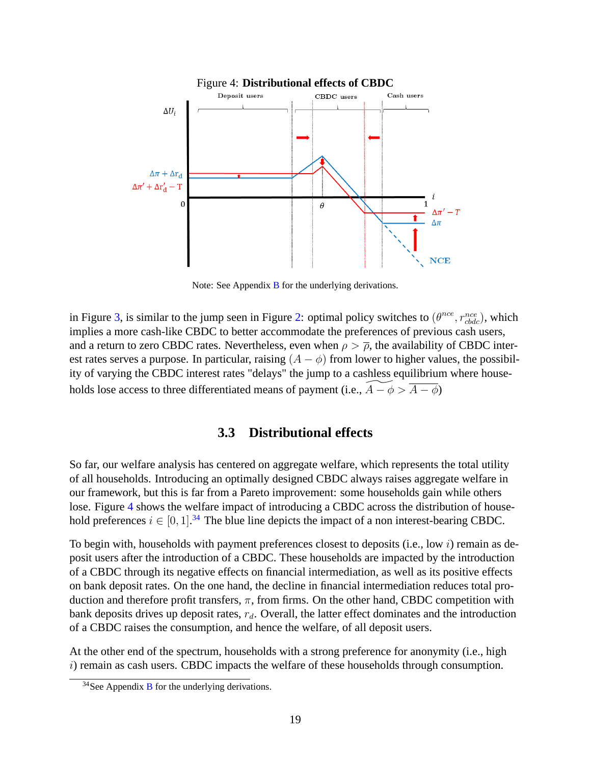Figure 4: **Distributional effects of CBDC**

Note: See Appendix B for the underlying derivations.

in Figure 3, is similar to the jump seen in Figure 2: optimal policy switches to $(\theta^{nce}, r^{nce}_{cbdc})$, which implies a more cash-like CBDC to better accommodate the preferences of previous cash users, and a return to zero CBDC rates. Nevertheless, even when $\rho > \overline{\rho}$, the availability of CBDC interest rates serves a purpose. In particular, raising $(A - \phi)$ from lower to higher values, the possibility of varying the CBDC interest rates "delays" the jump to a cashless equilibrium where households lose access to three differentiated means of payment (i.e., $\widetilde{A - \phi} > \overline{A - \phi}$)

## 3.3 Distributional effects

So far, our welfare analysis has centered on aggregate welfare, which represents the total utility of all households. Introducing an optimally designed CBDC always raises aggregate welfare in our framework, but this is far from a Pareto improvement: some households gain while others lose. Figure 4 shows the welfare impact of introducing a CBDC across the distribution of household preferences $i \in [0, 1]$.[34] The blue line depicts the impact of a non interest-bearing CBDC.

To begin with, households with payment preferences closest to deposits (i.e., low $i$) remain as deposit users after the introduction of a CBDC. These households are impacted by the introduction of a CBDC through its negative effects on financial intermediation, as well as its positive effects on bank deposit rates. On the one hand, the decline in financial intermediation reduces total production and therefore profit transfers, $\pi$, from firms. On the other hand, CBDC competition with bank deposits drives up deposit rates, $r_d$. Overall, the latter effect dominates and the introduction of a CBDC raises the consumption, and hence the welfare, of all deposit users.

At the other end of the spectrum, households with a strong preference for anonymity (i.e., high $i$) remain as cash users. CBDC impacts the welfare of these households through consumption.

[34] See Appendix B for the underlying derivations.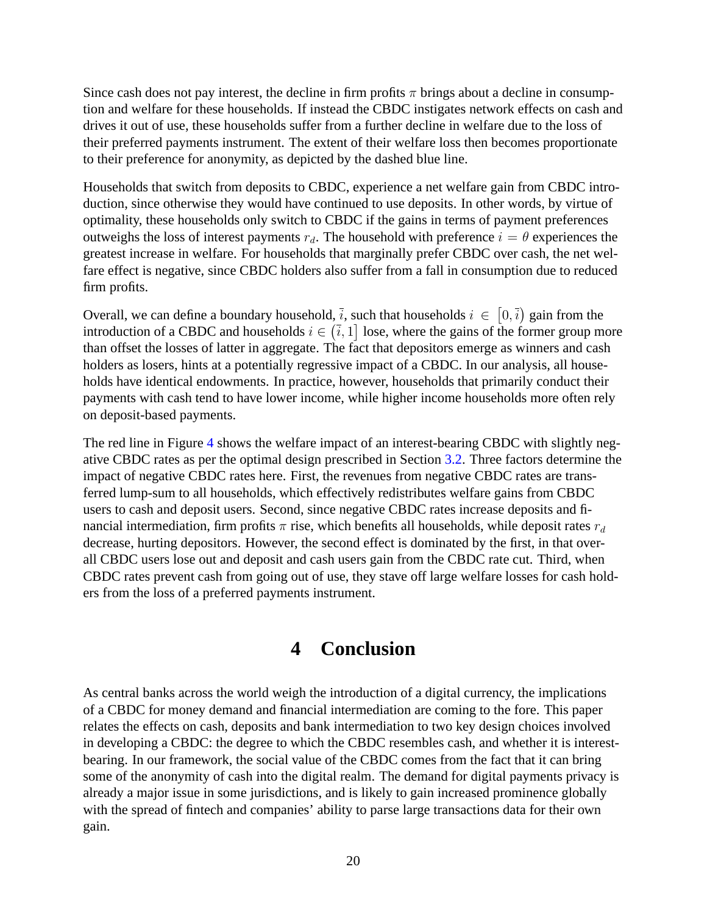Since cash does not pay interest, the decline in firm profits $\pi$ brings about a decline in consumption and welfare for these households. If instead the CBDC instigates network effects on cash and drives it out of use, these households suffer from a further decline in welfare due to the loss of their preferred payments instrument. The extent of their welfare loss then becomes proportionate to their preference for anonymity, as depicted by the dashed blue line.

Households that switch from deposits to CBDC, experience a net welfare gain from CBDC introduction, since otherwise they would have continued to use deposits. In other words, by virtue of optimality, these households only switch to CBDC if the gains in terms of payment preferences outweighs the loss of interest payments $r_d$. The household with preference $i = \theta$ experiences the greatest increase in welfare. For households that marginally prefer CBDC over cash, the net welfare effect is negative, since CBDC holders also suffer from a fall in consumption due to reduced firm profits.

Overall, we can define a boundary household, $\bar{i}$, such that households $i \in [0, \bar{i})$ gain from the introduction of a CBDC and households $i \in (\bar{i}, 1]$ lose, where the gains of the former group more than offset the losses of latter in aggregate. The fact that depositors emerge as winners and cash holders as losers, hints at a potentially regressive impact of a CBDC. In our analysis, all households have identical endowments. In practice, however, households that primarily conduct their payments with cash tend to have lower income, while higher income households more often rely on deposit-based payments.

The red line in Figure 4 shows the welfare impact of an interest-bearing CBDC with slightly negative CBDC rates as per the optimal design prescribed in Section 3.2. Three factors determine the impact of negative CBDC rates here. First, the revenues from negative CBDC rates are transferred lump-sum to all households, which effectively redistributes welfare gains from CBDC users to cash and deposit users. Second, since negative CBDC rates increase deposits and financial intermediation, firm profits $\pi$ rise, which benefits all households, while deposit rates $r_d$ decrease, hurting depositors. However, the second effect is dominated by the first, in that overall CBDC users lose out and deposit and cash users gain from the CBDC rate cut. Third, when CBDC rates prevent cash from going out of use, they stave off large welfare losses for cash holders from the loss of a preferred payments instrument.

# 4 Conclusion

As central banks across the world weigh the introduction of a digital currency, the implications of a CBDC for money demand and financial intermediation are coming to the fore. This paper relates the effects on cash, deposits and bank intermediation to two key design choices involved in developing a CBDC: the degree to which the CBDC resembles cash, and whether it is interest-bearing. In our framework, the social value of the CBDC comes from the fact that it can bring some of the anonymity of cash into the digital realm. The demand for digital payments privacy is already a major issue in some jurisdictions, and is likely to gain increased prominence globally with the spread of fintech and companies' ability to parse large transactions data for their own gain.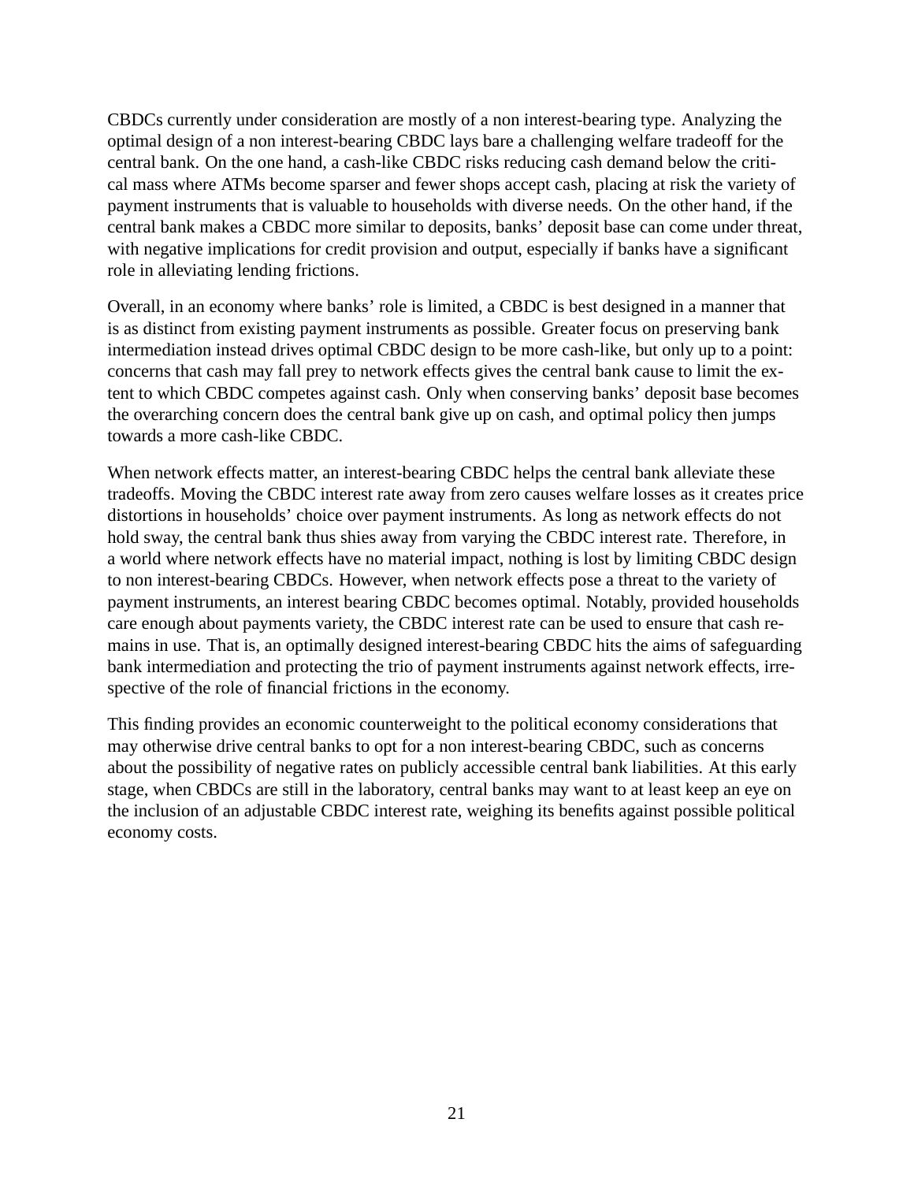CBDCs currently under consideration are mostly of a non interest-bearing type. Analyzing the optimal design of a non interest-bearing CBDC lays bare a challenging welfare tradeoff for the central bank. On the one hand, a cash-like CBDC risks reducing cash demand below the critical mass where ATMs become sparser and fewer shops accept cash, placing at risk the variety of payment instruments that is valuable to households with diverse needs. On the other hand, if the central bank makes a CBDC more similar to deposits, banks' deposit base can come under threat, with negative implications for credit provision and output, especially if banks have a significant role in alleviating lending frictions.

Overall, in an economy where banks' role is limited, a CBDC is best designed in a manner that is as distinct from existing payment instruments as possible. Greater focus on preserving bank intermediation instead drives optimal CBDC design to be more cash-like, but only up to a point: concerns that cash may fall prey to network effects gives the central bank cause to limit the extent to which CBDC competes against cash. Only when conserving banks' deposit base becomes the overarching concern does the central bank give up on cash, and optimal policy then jumps towards a more cash-like CBDC.

When network effects matter, an interest-bearing CBDC helps the central bank alleviate these tradeoffs. Moving the CBDC interest rate away from zero causes welfare losses as it creates price distortions in households' choice over payment instruments. As long as network effects do not hold sway, the central bank thus shies away from varying the CBDC interest rate. Therefore, in a world where network effects have no material impact, nothing is lost by limiting CBDC design to non interest-bearing CBDCs. However, when network effects pose a threat to the variety of payment instruments, an interest bearing CBDC becomes optimal. Notably, provided households care enough about payments variety, the CBDC interest rate can be used to ensure that cash remains in use. That is, an optimally designed interest-bearing CBDC hits the aims of safeguarding bank intermediation and protecting the trio of payment instruments against network effects, irrespective of the role of financial frictions in the economy.

This finding provides an economic counterweight to the political economy considerations that may otherwise drive central banks to opt for a non interest-bearing CBDC, such as concerns about the possibility of negative rates on publicly accessible central bank liabilities. At this early stage, when CBDCs are still in the laboratory, central banks may want to at least keep an eye on the inclusion of an adjustable CBDC interest rate, weighing its benefits against possible political economy costs.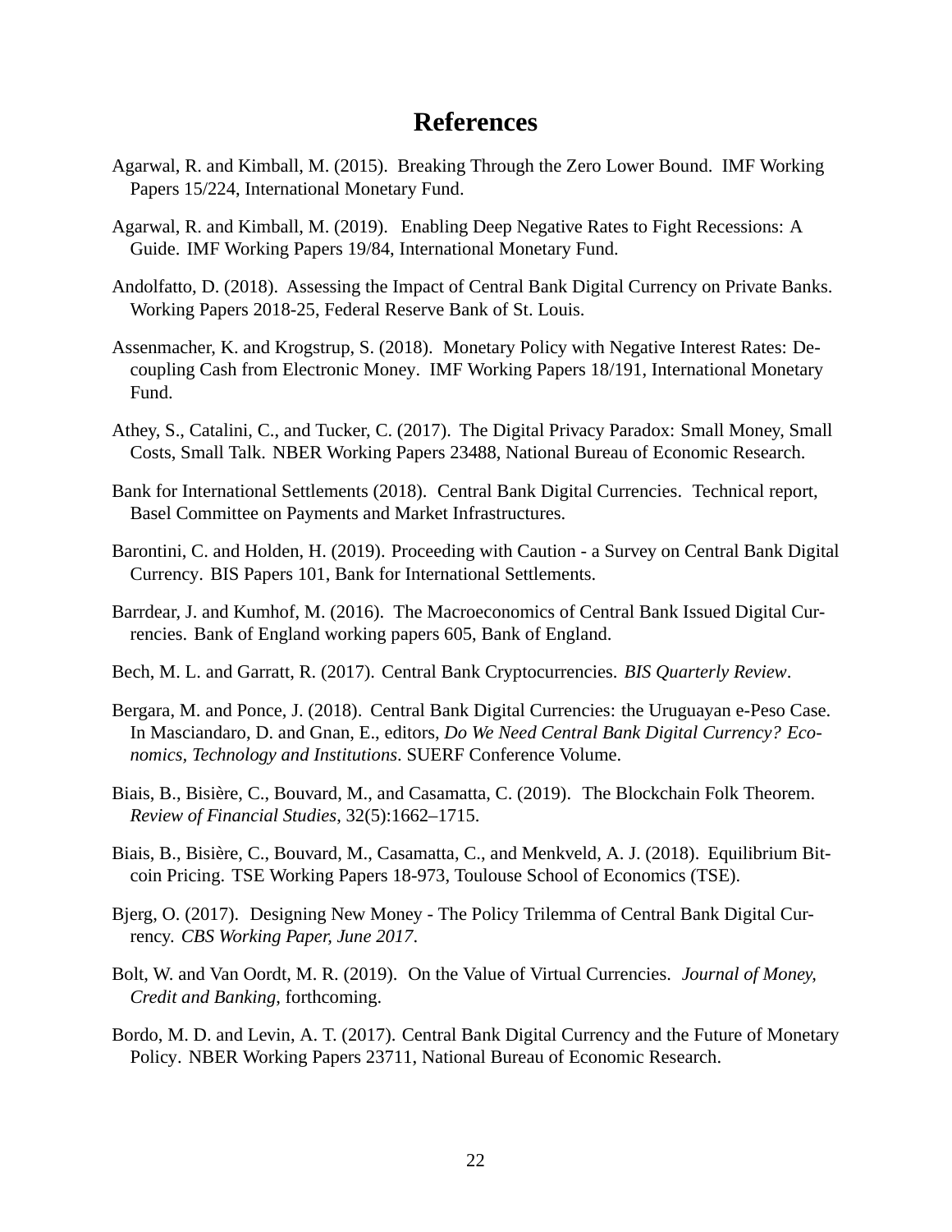# References

Agarwal, R. and Kimball, M. (2015). Breaking Through the Zero Lower Bound. IMF Working Papers 15/224, International Monetary Fund.

Agarwal, R. and Kimball, M. (2019). Enabling Deep Negative Rates to Fight Recessions: A Guide. IMF Working Papers 19/84, International Monetary Fund.

Andolfatto, D. (2018). Assessing the Impact of Central Bank Digital Currency on Private Banks. Working Papers 2018-25, Federal Reserve Bank of St. Louis.

Assenmacher, K. and Krogstrup, S. (2018). Monetary Policy with Negative Interest Rates: Decoupling Cash from Electronic Money. IMF Working Papers 18/191, International Monetary Fund.

Athey, S., Catalini, C., and Tucker, C. (2017). The Digital Privacy Paradox: Small Money, Small Costs, Small Talk. NBER Working Papers 23488, National Bureau of Economic Research.

Bank for International Settlements (2018). Central Bank Digital Currencies. Technical report, Basel Committee on Payments and Market Infrastructures.

Barontini, C. and Holden, H. (2019). Proceeding with Caution - a Survey on Central Bank Digital Currency. BIS Papers 101, Bank for International Settlements.

Barrdear, J. and Kumhof, M. (2016). The Macroeconomics of Central Bank Issued Digital Currencies. Bank of England working papers 605, Bank of England.

Bech, M. L. and Garratt, R. (2017). Central Bank Cryptocurrencies. *BIS Quarterly Review*.

Bergara, M. and Ponce, J. (2018). Central Bank Digital Currencies: the Uruguayan e-Peso Case. In Masciandaro, D. and Gnan, E., editors, *Do We Need Central Bank Digital Currency? Economics, Technology and Institutions*. SUERF Conference Volume.

Biais, B., Bisière, C., Bouvard, M., and Casamatta, C. (2019). The Blockchain Folk Theorem. *Review of Financial Studies*, 32(5):1662–1715.

Biais, B., Bisière, C., Bouvard, M., Casamatta, C., and Menkveld, A. J. (2018). Equilibrium Bitcoin Pricing. TSE Working Papers 18-973, Toulouse School of Economics (TSE).

Bjerg, O. (2017). Designing New Money - The Policy Trilemma of Central Bank Digital Currency. *CBS Working Paper, June 2017*.

Bolt, W. and Van Oordt, M. R. (2019). On the Value of Virtual Currencies. *Journal of Money, Credit and Banking*, forthcoming.

Bordo, M. D. and Levin, A. T. (2017). Central Bank Digital Currency and the Future of Monetary Policy. NBER Working Papers 23711, National Bureau of Economic Research.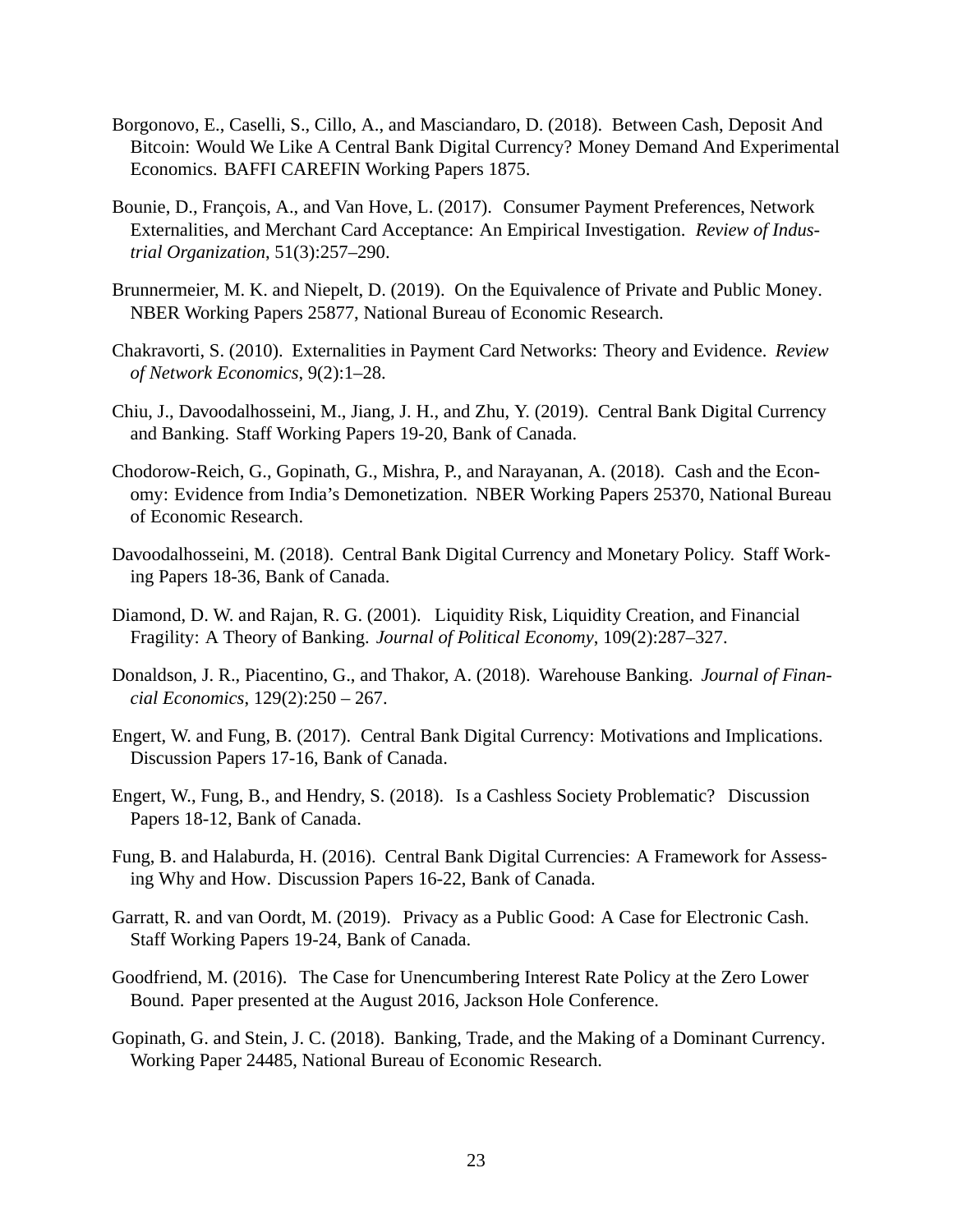Borgonovo, E., Caselli, S., Cillo, A., and Masciandaro, D. (2018). Between Cash, Deposit And Bitcoin: Would We Like A Central Bank Digital Currency? Money Demand And Experimental Economics. BAFFI CAREFIN Working Papers 1875.

Bounie, D., François, A., and Van Hove, L. (2017). Consumer Payment Preferences, Network Externalities, and Merchant Card Acceptance: An Empirical Investigation. *Review of Industrial Organization*, 51(3):257–290.

Brunnermeier, M. K. and Niepelt, D. (2019). On the Equivalence of Private and Public Money. NBER Working Papers 25877, National Bureau of Economic Research.

Chakravorti, S. (2010). Externalities in Payment Card Networks: Theory and Evidence. *Review of Network Economics*, 9(2):1–28.

Chiu, J., Davoodalhosseini, M., Jiang, J. H., and Zhu, Y. (2019). Central Bank Digital Currency and Banking. Staff Working Papers 19-20, Bank of Canada.

Chodorow-Reich, G., Gopinath, G., Mishra, P., and Narayanan, A. (2018). Cash and the Economy: Evidence from India's Demonetization. NBER Working Papers 25370, National Bureau of Economic Research.

Davoodalhosseini, M. (2018). Central Bank Digital Currency and Monetary Policy. Staff Working Papers 18-36, Bank of Canada.

Diamond, D. W. and Rajan, R. G. (2001). Liquidity Risk, Liquidity Creation, and Financial Fragility: A Theory of Banking. *Journal of Political Economy*, 109(2):287–327.

Donaldson, J. R., Piacentino, G., and Thakor, A. (2018). Warehouse Banking. *Journal of Financial Economics*, 129(2):250 – 267.

Engert, W. and Fung, B. (2017). Central Bank Digital Currency: Motivations and Implications. Discussion Papers 17-16, Bank of Canada.

Engert, W., Fung, B., and Hendry, S. (2018). Is a Cashless Society Problematic? Discussion Papers 18-12, Bank of Canada.

Fung, B. and Halaburda, H. (2016). Central Bank Digital Currencies: A Framework for Assessing Why and How. Discussion Papers 16-22, Bank of Canada.

Garratt, R. and van Oordt, M. (2019). Privacy as a Public Good: A Case for Electronic Cash. Staff Working Papers 19-24, Bank of Canada.

Goodfriend, M. (2016). The Case for Unencumbering Interest Rate Policy at the Zero Lower Bound. Paper presented at the August 2016, Jackson Hole Conference.

Gopinath, G. and Stein, J. C. (2018). Banking, Trade, and the Making of a Dominant Currency. Working Paper 24485, National Bureau of Economic Research.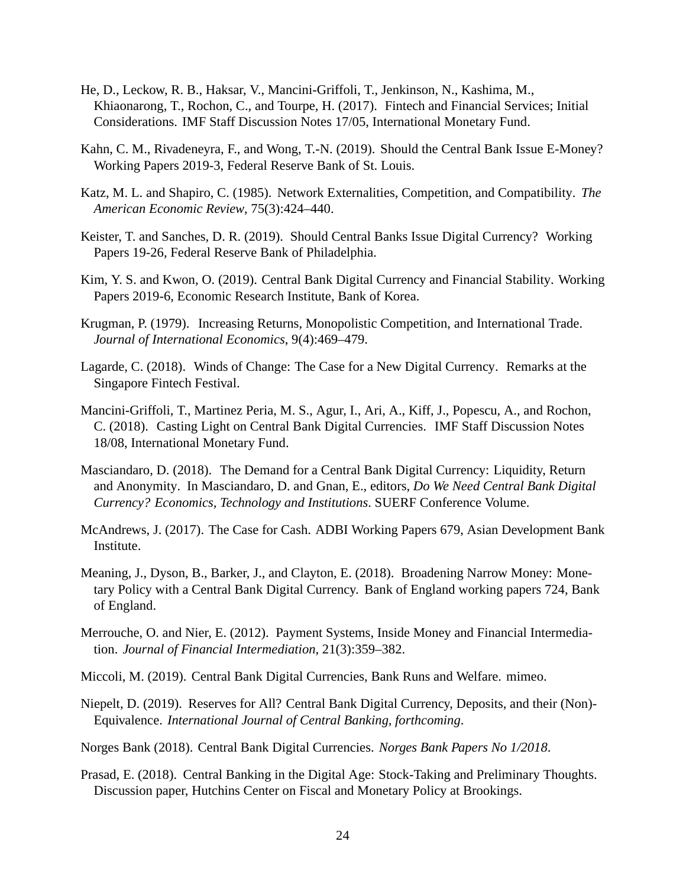He, D., Leckow, R. B., Haksar, V., Mancini-Griffoli, T., Jenkinson, N., Kashima, M., Khiaonarong, T., Rochon, C., and Tourpe, H. (2017). Fintech and Financial Services; Initial Considerations. IMF Staff Discussion Notes 17/05, International Monetary Fund.

Kahn, C. M., Rivadeneyra, F., and Wong, T.-N. (2019). Should the Central Bank Issue E-Money? Working Papers 2019-3, Federal Reserve Bank of St. Louis.

Katz, M. L. and Shapiro, C. (1985). Network Externalities, Competition, and Compatibility. *The American Economic Review*, 75(3):424–440.

Keister, T. and Sanches, D. R. (2019). Should Central Banks Issue Digital Currency? Working Papers 19-26, Federal Reserve Bank of Philadelphia.

Kim, Y. S. and Kwon, O. (2019). Central Bank Digital Currency and Financial Stability. Working Papers 2019-6, Economic Research Institute, Bank of Korea.

Krugman, P. (1979). Increasing Returns, Monopolistic Competition, and International Trade. *Journal of International Economics*, 9(4):469–479.

Lagarde, C. (2018). Winds of Change: The Case for a New Digital Currency. Remarks at the Singapore Fintech Festival.

Mancini-Griffoli, T., Martinez Peria, M. S., Agur, I., Ari, A., Kiff, J., Popescu, A., and Rochon, C. (2018). Casting Light on Central Bank Digital Currencies. IMF Staff Discussion Notes 18/08, International Monetary Fund.

Masciandaro, D. (2018). The Demand for a Central Bank Digital Currency: Liquidity, Return and Anonymity. In Masciandaro, D. and Gnan, E., editors, *Do We Need Central Bank Digital Currency? Economics, Technology and Institutions*. SUERF Conference Volume.

McAndrews, J. (2017). The Case for Cash. ADBI Working Papers 679, Asian Development Bank Institute.

Meaning, J., Dyson, B., Barker, J., and Clayton, E. (2018). Broadening Narrow Money: Monetary Policy with a Central Bank Digital Currency. Bank of England working papers 724, Bank of England.

Merrouche, O. and Nier, E. (2012). Payment Systems, Inside Money and Financial Intermediation. *Journal of Financial Intermediation*, 21(3):359–382.

Miccoli, M. (2019). Central Bank Digital Currencies, Bank Runs and Welfare. mimeo.

Niepelt, D. (2019). Reserves for All? Central Bank Digital Currency, Deposits, and their (Non)-Equivalence. *International Journal of Central Banking, forthcoming*.

Norges Bank (2018). Central Bank Digital Currencies. *Norges Bank Papers No 1/2018*.

Prasad, E. (2018). Central Banking in the Digital Age: Stock-Taking and Preliminary Thoughts. Discussion paper, Hutchins Center on Fiscal and Monetary Policy at Brookings.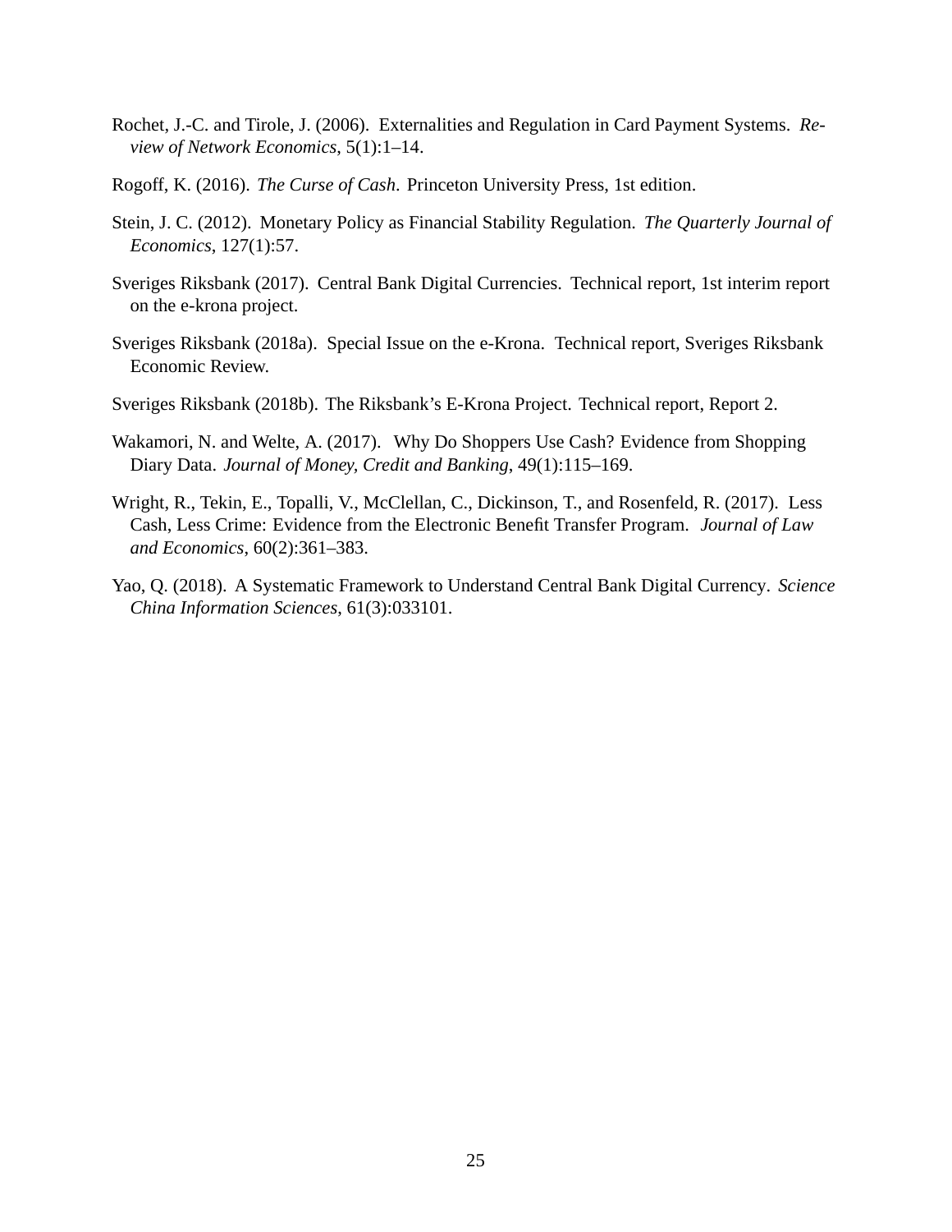Rochet, J.-C. and Tirole, J. (2006). Externalities and Regulation in Card Payment Systems. *Review of Network Economics*, 5(1):1–14.

Rogoff, K. (2016). *The Curse of Cash*. Princeton University Press, 1st edition.

Stein, J. C. (2012). Monetary Policy as Financial Stability Regulation. *The Quarterly Journal of Economics*, 127(1):57.

Sveriges Riksbank (2017). Central Bank Digital Currencies. Technical report, 1st interim report on the e-krona project.

Sveriges Riksbank (2018a). Special Issue on the e-Krona. Technical report, Sveriges Riksbank Economic Review.

Sveriges Riksbank (2018b). The Riksbank's E-Krona Project. Technical report, Report 2.

Wakamori, N. and Welte, A. (2017). Why Do Shoppers Use Cash? Evidence from Shopping Diary Data. *Journal of Money, Credit and Banking*, 49(1):115–169.

Wright, R., Tekin, E., Topalli, V., McClellan, C., Dickinson, T., and Rosenfeld, R. (2017). Less Cash, Less Crime: Evidence from the Electronic Benefit Transfer Program. *Journal of Law and Economics*, 60(2):361–383.

Yao, Q. (2018). A Systematic Framework to Understand Central Bank Digital Currency. *Science China Information Sciences*, 61(3):033101.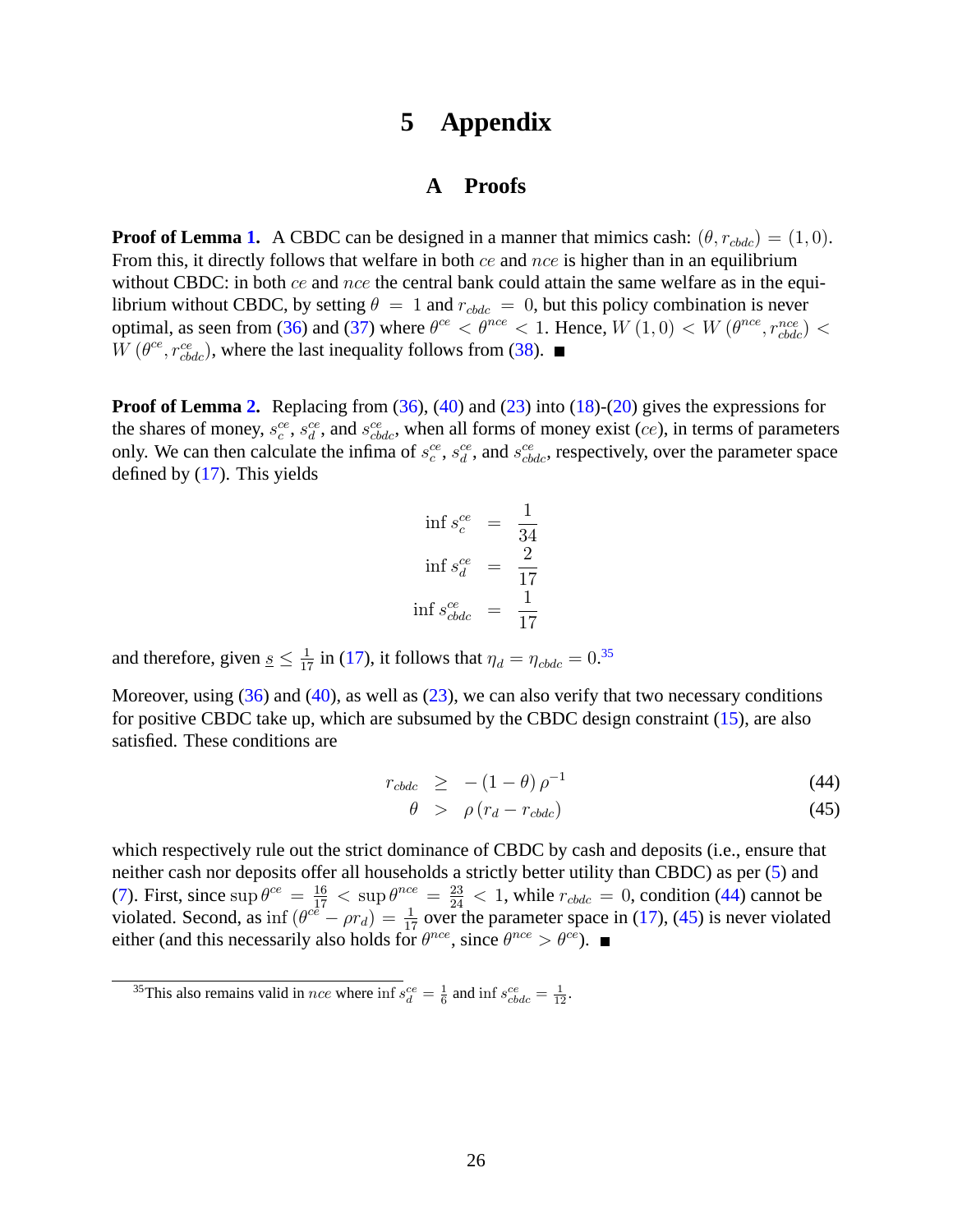# 5 Appendix

## A Proofs

**Proof of Lemma 1.** A CBDC can be designed in a manner that mimics cash: $(\theta, r_{cbdc}) = (1, 0)$. From this, it directly follows that welfare in both $ce$ and $nce$ is higher than in an equilibrium without CBDC: in both $ce$ and $nce$ the central bank could attain the same welfare as in the equilibrium without CBDC, by setting $\theta = 1$ and $r_{cbdc} = 0$, but this policy combination is never optimal, as seen from (36) and (37) where $\theta^{ce} < \theta^{nce} < 1$. Hence, $W(1, 0) < W(\theta^{nce}, r_{cbdc}^{nce}) < W(\theta^{ce}, r_{cbdc}^{ce})$, where the last inequality follows from (38). ■

**Proof of Lemma 2.** Replacing from (36), (40) and (23) into (18)-(20) gives the expressions for the shares of money, $s_c^{ce}$, $s_d^{ce}$, and $s_{cbdc}^{ce}$, when all forms of money exist ($ce$), in terms of parameters only. We can then calculate the infima of $s_c^{ce}$, $s_d^{ce}$, and $s_{cbdc}^{ce}$, respectively, over the parameter space defined by (17). This yields

$$
\begin{aligned}
\inf s_c^{ce} &= \frac{1}{34} \\
\inf s_d^{ce} &= \frac{2}{17} \\
\inf s_{cbdc}^{ce} &= \frac{1}{17}
\end{aligned}
$$

and therefore, given $\underline{s} \leq \frac{1}{17}$ in (17), it follows that $\eta_d = \eta_{cbdc} = 0$.[35]

Moreover, using (36) and (40), as well as (23), we can also verify that two necessary conditions for positive CBDC take up, which are subsumed by the CBDC design constraint (15), are also satisfied. These conditions are

$$
\begin{aligned}
r_{cbdc} &\geq -(1-\theta)\rho^{-1} && (44) \\
\theta &> \rho(r_d - r_{cbdc}) && (45)
\end{aligned}
$$

which respectively rule out the strict dominance of CBDC by cash and deposits (i.e., ensure that neither cash nor deposits offer all households a strictly better utility than CBDC) as per (5) and (7). First, since $\sup \theta^{ce} = \frac{16}{17} < \sup \theta^{nce} = \frac{23}{24} < 1$, while $r_{cbdc} = 0$, condition (44) cannot be violated. Second, as $\inf(\theta^{ce} - \rho r_d) = \frac{1}{17}$ over the parameter space in (17), (45) is never violated either (and this necessarily also holds for $\theta^{nce}$, since $\theta^{nce} > \theta^{ce}$). ■

[35] This also remains valid in $nce$ where $\inf s_d^{ce} = \frac{1}{6}$ and $\inf s_{cbdc}^{ce} = \frac{1}{12}$.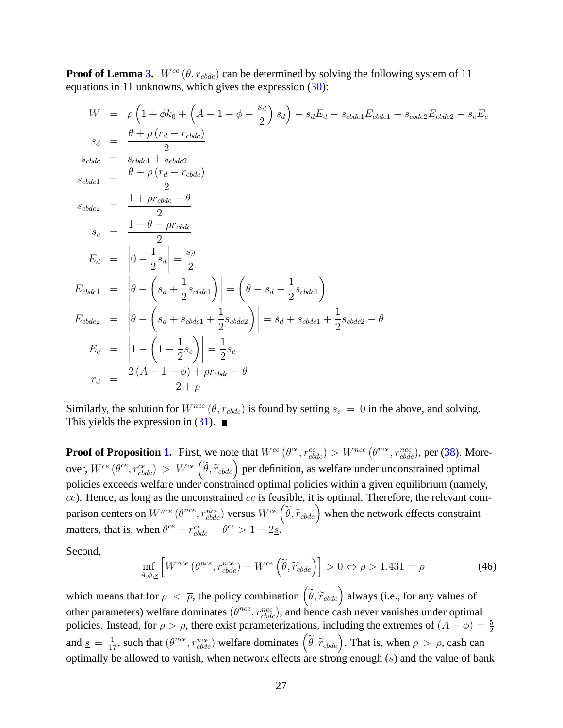**Proof of Lemma 3.** $W^{ce}(\theta, r_{cbdc})$ can be determined by solving the following system of 11 equations in 11 unknowns, which gives the expression (30):

$$
\begin{aligned}
W &= \rho\left(1+\phi k_0+\left(A-1-\phi-\frac{s_d}{2}\right)s_d\right)-s_dE_d-s_{cbdc1}E_{cbdc1}-s_{cbdc2}E_{cbdc2}-s_cE_c \\
s_d &= \frac{\theta+\rho\left(r_d-r_{cbdc}\right)}{2} \\
s_{cbdc} &= s_{cbdc1}+s_{cbdc2} \\
s_{cbdc1} &= \frac{\theta-\rho\left(r_d-r_{cbdc}\right)}{2} \\
s_{cbdc2} &= \frac{1+\rho r_{cbdc}-\theta}{2} \\
s_c &= \frac{1-\theta-\rho r_{cbdc}}{2} \\
E_d &= \left|0-\frac{1}{2}s_d\right| = \frac{s_d}{2} \\
E_{cbdc1} &= \left|\theta-\left(s_d+\frac{1}{2}s_{cbdc1}\right)\right| = \left(\theta-s_d-\frac{1}{2}s_{cbdc1}\right) \\
E_{cbdc2} &= \left|\theta-\left(s_d+s_{cbdc1}+\frac{1}{2}s_{cbdc2}\right)\right| = s_d+s_{cbdc1}+\frac{1}{2}s_{cbdc2}-\theta \\
E_c &= \left|1-\left(1-\frac{1}{2}s_c\right)\right| = \frac{1}{2}s_c \\
r_d &= \frac{2\left(A-1-\phi\right)+\rho r_{cbdc}-\theta}{2+\rho}
\end{aligned}
$$

Similarly, the solution for $W^{nce}(\theta, r_{cbdc})$ is found by setting $s_c = 0$ in the above, and solving. This yields the expression in (31). ■

**Proof of Proposition 1.** First, we note that $W^{ce}(\theta^{ce}, r^{ce}_{cbdc}) > W^{nce}(\theta^{nce}, r^{nce}_{cbdc})$, per (38). Moreover, $W^{ce}(\theta^{ce}, r^{ce}_{cbdc}) > W^{ce}\left(\widetilde{\theta}, \widetilde{r}_{cbdc}\right)$ per definition, as welfare under unconstrained optimal policies exceeds welfare under constrained optimal policies within a given equilibrium (namely, $ce$). Hence, as long as the unconstrained $ce$ is feasible, it is optimal. Therefore, the relevant comparison centers on $W^{nce}(\theta^{nce}, r^{nce}_{cbdc})$ versus $W^{ce}\left(\widetilde{\theta}, \widetilde{r}_{cbdc}\right)$ when the network effects constraint matters, that is, when $\theta^{ce} + r^{ce}_{cbdc} = \theta^{ce} > 1 - 2\underline{s}$.

Second,

$$
\inf_{A,\phi,\underline{s}}\left[W^{nce}(\theta^{nce}, r^{nce}_{cbdc}) - W^{ce}\left(\widetilde{\theta}, \widetilde{r}_{cbdc}\right)\right] > 0 \Leftrightarrow \rho > 1.431 = \overline{\rho} \tag{46}
$$

which means that for $\rho < \overline{\rho}$, the policy combination $\left(\widetilde{\theta}, \widetilde{r}_{cbdc}\right)$ always (i.e., for any values of other parameters) welfare dominates $(\theta^{nce}, r^{nce}_{cbdc})$, and hence cash never vanishes under optimal policies. Instead, for $\rho > \overline{\rho}$, there exist parameterizations, including the extremes of $(A-\phi) = \frac{5}{2}$ and $\underline{s} = \frac{1}{17}$, such that $(\theta^{nce}, r^{nce}_{cbdc})$ welfare dominates $\left(\widetilde{\theta}, \widetilde{r}_{cbdc}\right)$. That is, when $\rho > \overline{\rho}$, cash can optimally be allowed to vanish, when network effects are strong enough ($\underline{s}$) and the value of bank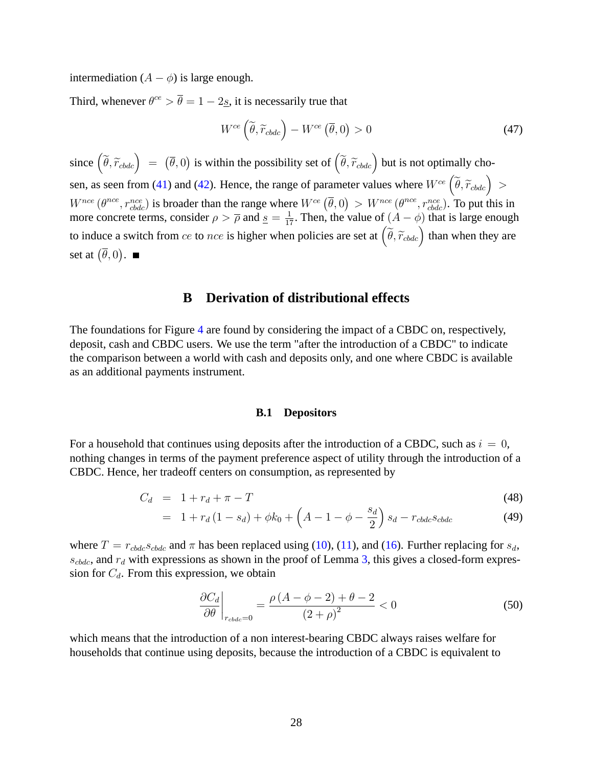intermediation $(A - \phi)$ is large enough.

Third, whenever $\theta^{ce} > \overline{\theta} = 1 - 2\underline{s}$, it is necessarily true that

$$W^{ce}\left(\widetilde{\theta}, \widetilde{r}_{cbdc}\right) - W^{ce}\left(\overline{\theta}, 0\right) > 0 \tag{47}$$

since $\left(\widetilde{\theta}, \widetilde{r}_{cbdc}\right) = \left(\overline{\theta}, 0\right)$ is within the possibility set of $\left(\widetilde{\theta}, \widetilde{r}_{cbdc}\right)$ but is not optimally chosen, as seen from (41) and (42). Hence, the range of parameter values where $W^{ce}\left(\widetilde{\theta}, \widetilde{r}_{cbdc}\right) > W^{nce}\left(\theta^{nce}, r^{nce}_{cbdc}\right)$ is broader than the range where $W^{ce}\left(\overline{\theta}, 0\right) > W^{nce}\left(\theta^{nce}, r^{nce}_{cbdc}\right)$. To put this in more concrete terms, consider $\rho > \overline{\rho}$ and $\underline{s} = \frac{1}{17}$. Then, the value of $(A - \phi)$ that is large enough to induce a switch from $ce$ to $nce$ is higher when policies are set at $\left(\widetilde{\theta}, \widetilde{r}_{cbdc}\right)$ than when they are set at $\left(\overline{\theta}, 0\right)$. ■

## B Derivation of distributional effects

The foundations for Figure 4 are found by considering the impact of a CBDC on, respectively, deposit, cash and CBDC users. We use the term "after the introduction of a CBDC" to indicate the comparison between a world with cash and deposits only, and one where CBDC is available as an additional payments instrument.

### B.1 Depositors

For a household that continues using deposits after the introduction of a CBDC, such as $i = 0$, nothing changes in terms of the payment preference aspect of utility through the introduction of a CBDC. Hence, her tradeoff centers on consumption, as represented by

$$C_d = 1 + r_d + \pi - T \tag{48}$$

$$= 1 + r_d\left(1 - s_d\right) + \phi k_0 + \left(A - 1 - \phi - \frac{s_d}{2}\right) s_d - r_{cbdc} s_{cbdc} \tag{49}$$

where $T = r_{cbdc} s_{cbdc}$ and $\pi$ has been replaced using (10), (11), and (16). Further replacing for $s_d$, $s_{cbdc}$, and $r_d$ with expressions as shown in the proof of Lemma 3, this gives a closed-form expression for $C_d$. From this expression, we obtain

$$\left.\frac{\partial C_d}{\partial \theta}\right|_{r_{cbdc}=0} = \frac{\rho\left(A - \phi - 2\right) + \theta - 2}{\left(2 + \rho\right)^2} < 0 \tag{50}$$

which means that the introduction of a non interest-bearing CBDC always raises welfare for households that continue using deposits, because the introduction of a CBDC is equivalent to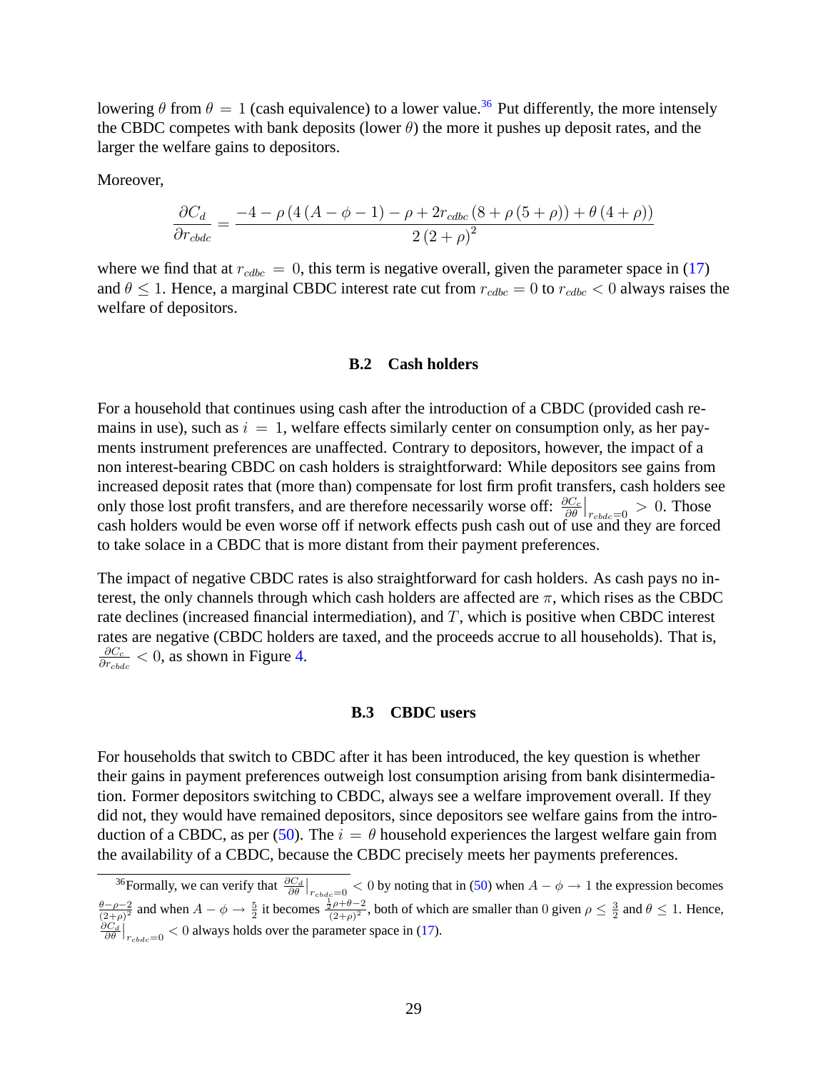lowering $\theta$ from $\theta = 1$ (cash equivalence) to a lower value.[36] Put differently, the more intensely the CBDC competes with bank deposits (lower $\theta$) the more it pushes up deposit rates, and the larger the welfare gains to depositors.

Moreover,

$$\frac{\partial C_d}{\partial r_{cbdc}} = \frac{-4 - \rho\left(4\left(A - \phi - 1\right) - \rho + 2r_{cdbc}\left(8 + \rho\left(5 + \rho\right)\right) + \theta\left(4 + \rho\right)\right)}{2\left(2 + \rho\right)^2}$$

where we find that at $r_{cdbc} = 0$, this term is negative overall, given the parameter space in (17) and $\theta \leq 1$. Hence, a marginal CBDC interest rate cut from $r_{cdbc} = 0$ to $r_{cdbc} < 0$ always raises the welfare of depositors.

### B.2 Cash holders

For a household that continues using cash after the introduction of a CBDC (provided cash remains in use), such as $i = 1$, welfare effects similarly center on consumption only, as her payments instrument preferences are unaffected. Contrary to depositors, however, the impact of a non interest-bearing CBDC on cash holders is straightforward: While depositors see gains from increased deposit rates that (more than) compensate for lost firm profit transfers, cash holders see only those lost profit transfers, and are therefore necessarily worse off: $\frac{\partial C_c}{\partial \theta}\big|_{r_{cbdc}=0} > 0$. Those cash holders would be even worse off if network effects push cash out of use and they are forced to take solace in a CBDC that is more distant from their payment preferences.

The impact of negative CBDC rates is also straightforward for cash holders. As cash pays no interest, the only channels through which cash holders are affected are $\pi$, which rises as the CBDC rate declines (increased financial intermediation), and $T$, which is positive when CBDC interest rates are negative (CBDC holders are taxed, and the proceeds accrue to all households). That is, $\frac{\partial C_c}{\partial r_{cbdc}} < 0$, as shown in Figure 4.

### B.3 CBDC users

For households that switch to CBDC after it has been introduced, the key question is whether their gains in payment preferences outweigh lost consumption arising from bank disintermediation. Former depositors switching to CBDC, always see a welfare improvement overall. If they did not, they would have remained depositors, since depositors see welfare gains from the introduction of a CBDC, as per (50). The $i = \theta$ household experiences the largest welfare gain from the availability of a CBDC, because the CBDC precisely meets her payments preferences.

---

[36] Formally, we can verify that $\frac{\partial C_d}{\partial \theta}\big|_{r_{cbdc}=0} < 0$ by noting that in (50) when $A - \phi \to 1$ the expression becomes $\frac{\theta - \rho - 2}{(2+\rho)^2}$ and when $A - \phi \to \frac{5}{2}$ it becomes $\frac{\frac{1}{2}\rho + \theta - 2}{(2+\rho)^2}$, both of which are smaller than 0 given $\rho \leq \frac{3}{2}$ and $\theta \leq 1$. Hence, $\frac{\partial C_d}{\partial \theta}\big|_{r_{cbdc}=0} < 0$ always holds over the parameter space in (17).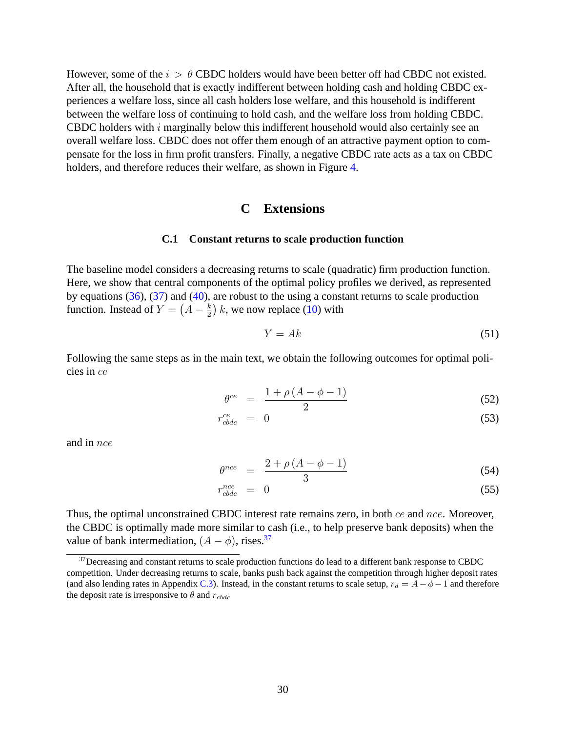However, some of the $i > \theta$ CBDC holders would have been better off had CBDC not existed. After all, the household that is exactly indifferent between holding cash and holding CBDC experiences a welfare loss, since all cash holders lose welfare, and this household is indifferent between the welfare loss of continuing to hold cash, and the welfare loss from holding CBDC. CBDC holders with $i$ marginally below this indifferent household would also certainly see an overall welfare loss. CBDC does not offer them enough of an attractive payment option to compensate for the loss in firm profit transfers. Finally, a negative CBDC rate acts as a tax on CBDC holders, and therefore reduces their welfare, as shown in Figure 4.

# C Extensions

## C.1 Constant returns to scale production function

The baseline model considers a decreasing returns to scale (quadratic) firm production function. Here, we show that central components of the optimal policy profiles we derived, as represented by equations (36), (37) and (40), are robust to the using a constant returns to scale production function. Instead of $Y = \left(A - \frac{k}{2}\right)k$, we now replace (10) with

$$Y = Ak \tag{51}$$

Following the same steps as in the main text, we obtain the following outcomes for optimal policies in $ce$

$$\theta^{ce} = \frac{1 + \rho\left(A - \phi - 1\right)}{2} \tag{52}$$

$$r_{cbdc}^{ce} = 0 \tag{53}$$

and in $nce$

$$\theta^{nce} = \frac{2 + \rho\left(A - \phi - 1\right)}{3} \tag{54}$$

$$r_{cbdc}^{nce} = 0 \tag{55}$$

Thus, the optimal unconstrained CBDC interest rate remains zero, in both $ce$ and $nce$. Moreover, the CBDC is optimally made more similar to cash (i.e., to help preserve bank deposits) when the value of bank intermediation, $(A - \phi)$, rises.[37]

[37] Decreasing and constant returns to scale production functions do lead to a different bank response to CBDC competition. Under decreasing returns to scale, banks push back against the competition through higher deposit rates (and also lending rates in Appendix C.3). Instead, in the constant returns to scale setup, $r_d = A - \phi - 1$ and therefore the deposit rate is irresponsive to $\theta$ and $r_{cbdc}$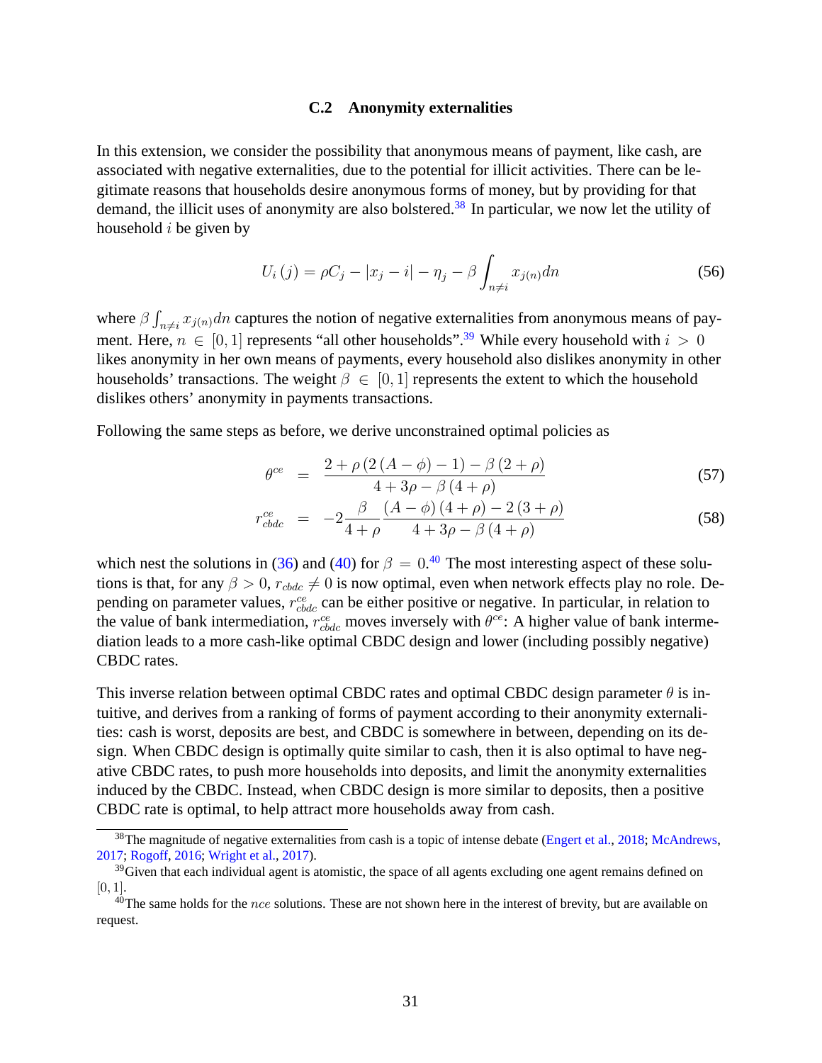### C.2 Anonymity externalities

In this extension, we consider the possibility that anonymous means of payment, like cash, are associated with negative externalities, due to the potential for illicit activities. There can be legitimate reasons that households desire anonymous forms of money, but by providing for that demand, the illicit uses of anonymity are also bolstered.[38] In particular, we now let the utility of household $i$ be given by

$$U_i(j) = \rho C_j - |x_j - i| - \eta_j - \beta \int_{n \neq i} x_{j(n)} dn \tag{56}$$

where $\beta \int_{n \neq i} x_{j(n)} dn$ captures the notion of negative externalities from anonymous means of payment. Here, $n \in [0, 1]$ represents "all other households".[39] While every household with $i > 0$ likes anonymity in her own means of payments, every household also dislikes anonymity in other households' transactions. The weight $\beta \in [0, 1]$ represents the extent to which the household dislikes others' anonymity in payments transactions.

Following the same steps as before, we derive unconstrained optimal policies as

$$\theta^{ce} = \frac{2 + \rho(2(A - \phi) - 1) - \beta(2 + \rho)}{4 + 3\rho - \beta(4 + \rho)} \tag{57}$$

$$r_{cbdc}^{ce} = -2\frac{\beta}{4 + \rho} \frac{(A - \phi)(4 + \rho) - 2(3 + \rho)}{4 + 3\rho - \beta(4 + \rho)} \tag{58}$$

which nest the solutions in (36) and (40) for $\beta = 0$.[40] The most interesting aspect of these solutions is that, for any $\beta > 0$, $r_{cbdc} \neq 0$ is now optimal, even when network effects play no role. Depending on parameter values, $r_{cbdc}^{ce}$ can be either positive or negative. In particular, in relation to the value of bank intermediation, $r_{cbdc}^{ce}$ moves inversely with $\theta^{ce}$: A higher value of bank intermediation leads to a more cash-like optimal CBDC design and lower (including possibly negative) CBDC rates.

This inverse relation between optimal CBDC rates and optimal CBDC design parameter $\theta$ is intuitive, and derives from a ranking of forms of payment according to their anonymity externalities: cash is worst, deposits are best, and CBDC is somewhere in between, depending on its design. When CBDC design is optimally quite similar to cash, then it is also optimal to have negative CBDC rates, to push more households into deposits, and limit the anonymity externalities induced by the CBDC. Instead, when CBDC design is more similar to deposits, then a positive CBDC rate is optimal, to help attract more households away from cash.

[38] The magnitude of negative externalities from cash is a topic of intense debate (Engert et al., 2018; McAndrews, 2017; Rogoff, 2016; Wright et al., 2017).

[39] Given that each individual agent is atomistic, the space of all agents excluding one agent remains defined on $[0, 1]$.

[40] The same holds for the $nce$ solutions. These are not shown here in the interest of brevity, but are available on request.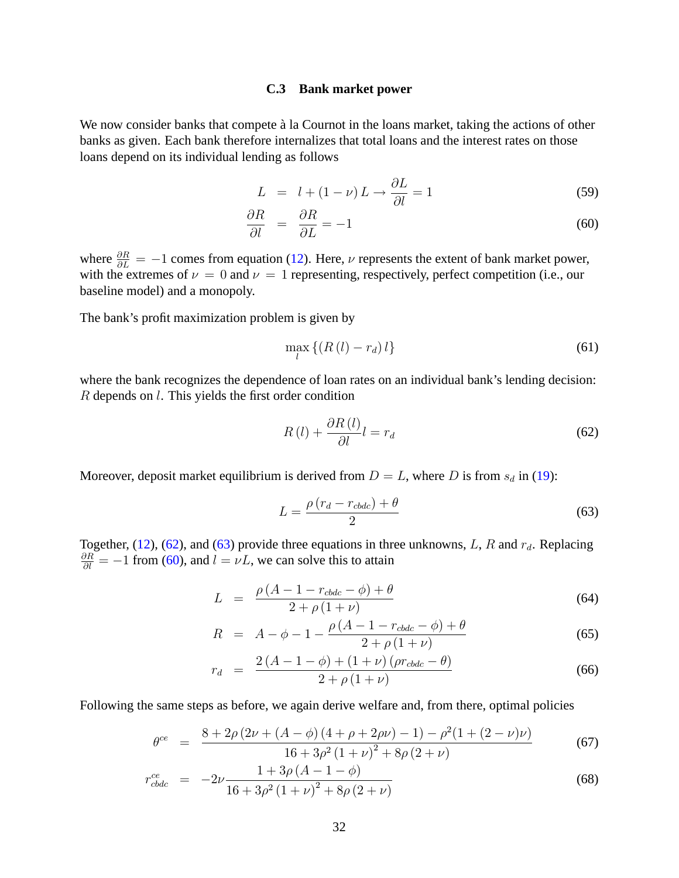### C.3 Bank market power

We now consider banks that compete à la Cournot in the loans market, taking the actions of other banks as given. Each bank therefore internalizes that total loans and the interest rates on those loans depend on its individual lending as follows

$$L = l + (1-\nu) L \rightarrow \frac{\partial L}{\partial l} = 1 \tag{59}$$

$$\frac{\partial R}{\partial l} = \frac{\partial R}{\partial L} = -1 \tag{60}$$

where $\frac{\partial R}{\partial L} = -1$ comes from equation (12). Here, $\nu$ represents the extent of bank market power, with the extremes of $\nu = 0$ and $\nu = 1$ representing, respectively, perfect competition (i.e., our baseline model) and a monopoly.

The bank's profit maximization problem is given by

$$\max_{l} \left\{ \left(R(l) - r_d\right) l \right\} \tag{61}$$

where the bank recognizes the dependence of loan rates on an individual bank's lending decision: $R$ depends on $l$. This yields the first order condition

$$R(l) + \frac{\partial R(l)}{\partial l} l = r_d \tag{62}$$

Moreover, deposit market equilibrium is derived from $D = L$, where $D$ is from $s_d$ in (19):

$$L = \frac{\rho\left(r_d - r_{cbdc}\right) + \theta}{2} \tag{63}$$

Together, (12), (62), and (63) provide three equations in three unknowns, $L$, $R$ and $r_d$. Replacing $\frac{\partial R}{\partial l} = -1$ from (60), and $l = \nu L$, we can solve this to attain

$$L = \frac{\rho\left(A - 1 - r_{cbdc} - \phi\right) + \theta}{2 + \rho(1+\nu)} \tag{64}$$

$$R = A - \phi - 1 - \frac{\rho\left(A - 1 - r_{cbdc} - \phi\right) + \theta}{2 + \rho(1+\nu)} \tag{65}$$

$$r_d = \frac{2(A - 1 - \phi) + (1+\nu)\left(\rho r_{cbdc} - \theta\right)}{2 + \rho(1+\nu)} \tag{66}$$

Following the same steps as before, we again derive welfare and, from there, optimal policies

$$\theta^{ce} = \frac{8 + 2\rho\left(2\nu + (A-\phi)(4 + \rho + 2\rho\nu) - 1\right) - \rho^2(1 + (2-\nu)\nu)}{16 + 3\rho^2(1+\nu)^2 + 8\rho(2+\nu)} \tag{67}$$

$$r^{ce}_{cbdc} = -2\nu \frac{1 + 3\rho(A - 1 - \phi)}{16 + 3\rho^2(1+\nu)^2 + 8\rho(2+\nu)} \tag{68}$$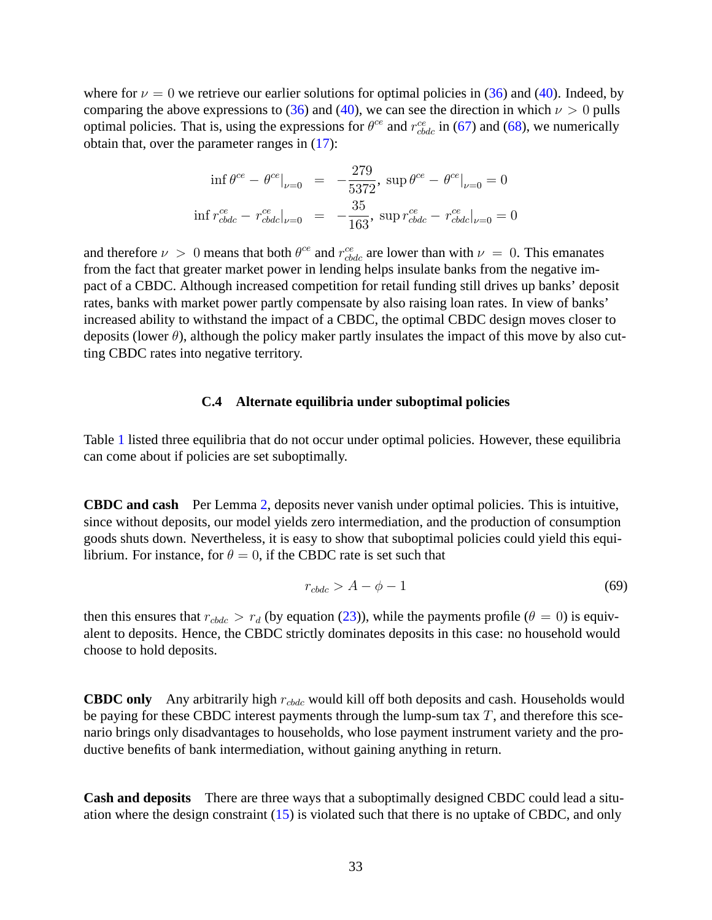where for $\nu = 0$ we retrieve our earlier solutions for optimal policies in (36) and (40). Indeed, by comparing the above expressions to (36) and (40), we can see the direction in which $\nu > 0$ pulls optimal policies. That is, using the expressions for $\theta^{ce}$ and $r^{ce}_{cbdc}$ in (67) and (68), we numerically obtain that, over the parameter ranges in (17):

$$
\begin{aligned}
\inf \theta^{ce} - \theta^{ce}|_{\nu=0} &= -\frac{279}{5372}, \ \sup \theta^{ce} - \theta^{ce}|_{\nu=0} = 0 \\
\inf r^{ce}_{cbdc} - r^{ce}_{cbdc}|_{\nu=0} &= -\frac{35}{163}, \ \sup r^{ce}_{cbdc} - r^{ce}_{cbdc}|_{\nu=0} = 0
\end{aligned}
$$

and therefore $\nu > 0$ means that both $\theta^{ce}$ and $r^{ce}_{cbdc}$ are lower than with $\nu = 0$. This emanates from the fact that greater market power in lending helps insulate banks from the negative impact of a CBDC. Although increased competition for retail funding still drives up banks' deposit rates, banks with market power partly compensate by also raising loan rates. In view of banks' increased ability to withstand the impact of a CBDC, the optimal CBDC design moves closer to deposits (lower $\theta$), although the policy maker partly insulates the impact of this move by also cutting CBDC rates into negative territory.

### C.4 Alternate equilibria under suboptimal policies

Table 1 listed three equilibria that do not occur under optimal policies. However, these equilibria can come about if policies are set suboptimally.

**CBDC and cash** Per Lemma 2, deposits never vanish under optimal policies. This is intuitive, since without deposits, our model yields zero intermediation, and the production of consumption goods shuts down. Nevertheless, it is easy to show that suboptimal policies could yield this equilibrium. For instance, for $\theta = 0$, if the CBDC rate is set such that

$$
r_{cbdc} > A - \phi - 1 \tag{69}
$$

then this ensures that $r_{cbdc} > r_d$ (by equation (23)), while the payments profile ($\theta = 0$) is equivalent to deposits. Hence, the CBDC strictly dominates deposits in this case: no household would choose to hold deposits.

**CBDC only** Any arbitrarily high $r_{cbdc}$ would kill off both deposits and cash. Households would be paying for these CBDC interest payments through the lump-sum tax $T$, and therefore this scenario brings only disadvantages to households, who lose payment instrument variety and the productive benefits of bank intermediation, without gaining anything in return.

**Cash and deposits** There are three ways that a suboptimally designed CBDC could lead a situation where the design constraint (15) is violated such that there is no uptake of CBDC, and only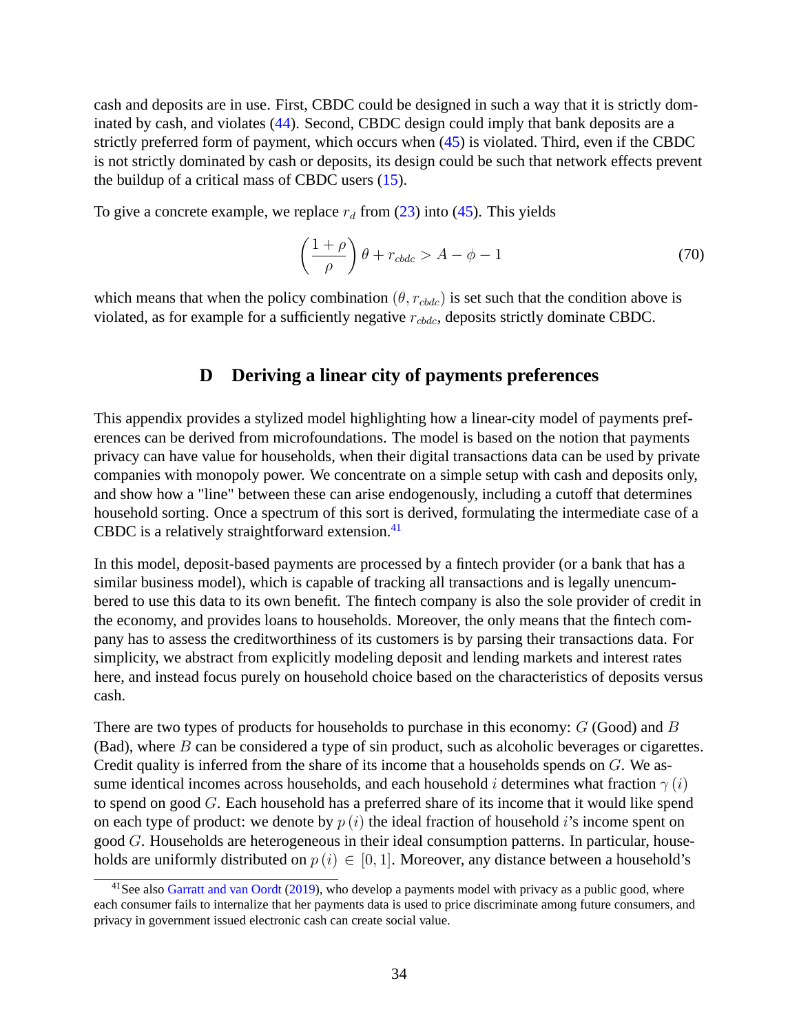cash and deposits are in use. First, CBDC could be designed in such a way that it is strictly dominated by cash, and violates (44). Second, CBDC design could imply that bank deposits are a strictly preferred form of payment, which occurs when (45) is violated. Third, even if the CBDC is not strictly dominated by cash or deposits, its design could be such that network effects prevent the buildup of a critical mass of CBDC users (15).

To give a concrete example, we replace $r_d$ from (23) into (45). This yields

$$\left(\frac{1+\rho}{\rho}\right)\theta + r_{cbdc} > A - \phi - 1 \tag{70}$$

which means that when the policy combination $(\theta, r_{cbdc})$ is set such that the condition above is violated, as for example for a sufficiently negative $r_{cbdc}$, deposits strictly dominate CBDC.

## D Deriving a linear city of payments preferences

This appendix provides a stylized model highlighting how a linear-city model of payments preferences can be derived from microfoundations. The model is based on the notion that payments privacy can have value for households, when their digital transactions data can be used by private companies with monopoly power. We concentrate on a simple setup with cash and deposits only, and show how a "line" between these can arise endogenously, including a cutoff that determines household sorting. Once a spectrum of this sort is derived, formulating the intermediate case of a CBDC is a relatively straightforward extension.[41]

In this model, deposit-based payments are processed by a fintech provider (or a bank that has a similar business model), which is capable of tracking all transactions and is legally unencumbered to use this data to its own benefit. The fintech company is also the sole provider of credit in the economy, and provides loans to households. Moreover, the only means that the fintech company has to assess the creditworthiness of its customers is by parsing their transactions data. For simplicity, we abstract from explicitly modeling deposit and lending markets and interest rates here, and instead focus purely on household choice based on the characteristics of deposits versus cash.

There are two types of products for households to purchase in this economy: $G$ (Good) and $B$ (Bad), where $B$ can be considered a type of sin product, such as alcoholic beverages or cigarettes. Credit quality is inferred from the share of its income that a households spends on $G$. We assume identical incomes across households, and each household $i$ determines what fraction $\gamma(i)$ to spend on good $G$. Each household has a preferred share of its income that it would like spend on each type of product: we denote by $p(i)$ the ideal fraction of household $i$'s income spent on good $G$. Households are heterogeneous in their ideal consumption patterns. In particular, households are uniformly distributed on $p(i) \in [0, 1]$. Moreover, any distance between a household's

[41] See also Garratt and van Oordt (2019), who develop a payments model with privacy as a public good, where each consumer fails to internalize that her payments data is used to price discriminate among future consumers, and privacy in government issued electronic cash can create social value.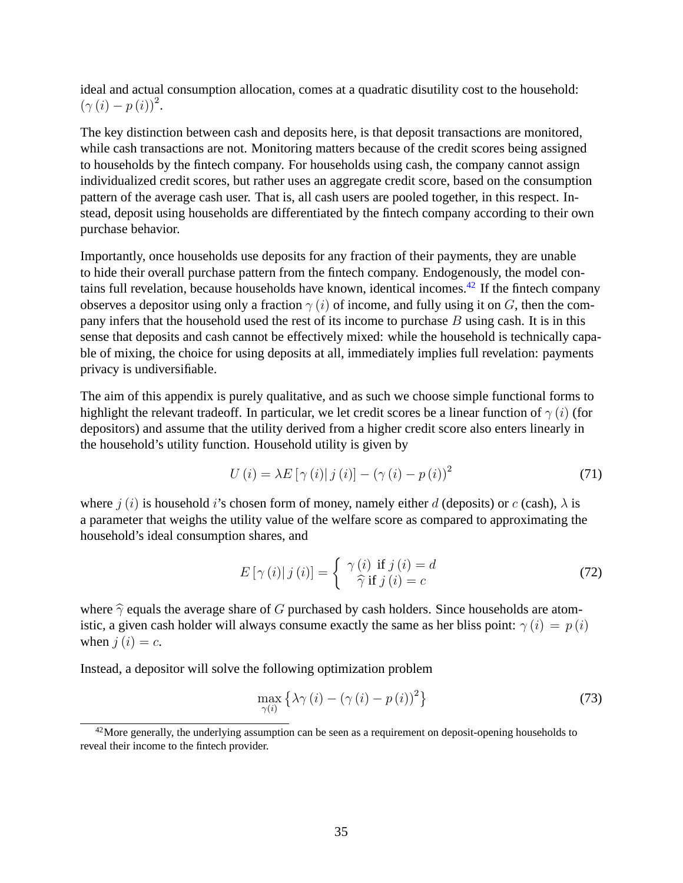ideal and actual consumption allocation, comes at a quadratic disutility cost to the household: $(\gamma(i) - p(i))^2$.

The key distinction between cash and deposits here, is that deposit transactions are monitored, while cash transactions are not. Monitoring matters because of the credit scores being assigned to households by the fintech company. For households using cash, the company cannot assign individualized credit scores, but rather uses an aggregate credit score, based on the consumption pattern of the average cash user. That is, all cash users are pooled together, in this respect. Instead, deposit using households are differentiated by the fintech company according to their own purchase behavior.

Importantly, once households use deposits for any fraction of their payments, they are unable to hide their overall purchase pattern from the fintech company. Endogenously, the model contains full revelation, because households have known, identical incomes.[42] If the fintech company observes a depositor using only a fraction $\gamma(i)$ of income, and fully using it on $G$, then the company infers that the household used the rest of its income to purchase $B$ using cash. It is in this sense that deposits and cash cannot be effectively mixed: while the household is technically capable of mixing, the choice for using deposits at all, immediately implies full revelation: payments privacy is undiversifiable.

The aim of this appendix is purely qualitative, and as such we choose simple functional forms to highlight the relevant tradeoff. In particular, we let credit scores be a linear function of $\gamma(i)$ (for depositors) and assume that the utility derived from a higher credit score also enters linearly in the household's utility function. Household utility is given by

$$U(i) = \lambda E[\gamma(i) | j(i)] - (\gamma(i) - p(i))^2 \tag{71}$$

where $j(i)$ is household $i$'s chosen form of money, namely either $d$ (deposits) or $c$ (cash), $\lambda$ is a parameter that weighs the utility value of the welfare score as compared to approximating the household's ideal consumption shares, and

$$E[\gamma(i) | j(i)] = \begin{cases} \gamma(i) \text{ if } j(i) = d \\ \widehat{\gamma} \text{ if } j(i) = c \end{cases} \tag{72}$$

where $\widehat{\gamma}$ equals the average share of $G$ purchased by cash holders. Since households are atomistic, a given cash holder will always consume exactly the same as her bliss point: $\gamma(i) = p(i)$ when $j(i) = c$.

Instead, a depositor will solve the following optimization problem

$$\max_{\gamma(i)} \left\{ \lambda\gamma(i) - (\gamma(i) - p(i))^2 \right\} \tag{73}$$

[42] More generally, the underlying assumption can be seen as a requirement on deposit-opening households to reveal their income to the fintech provider.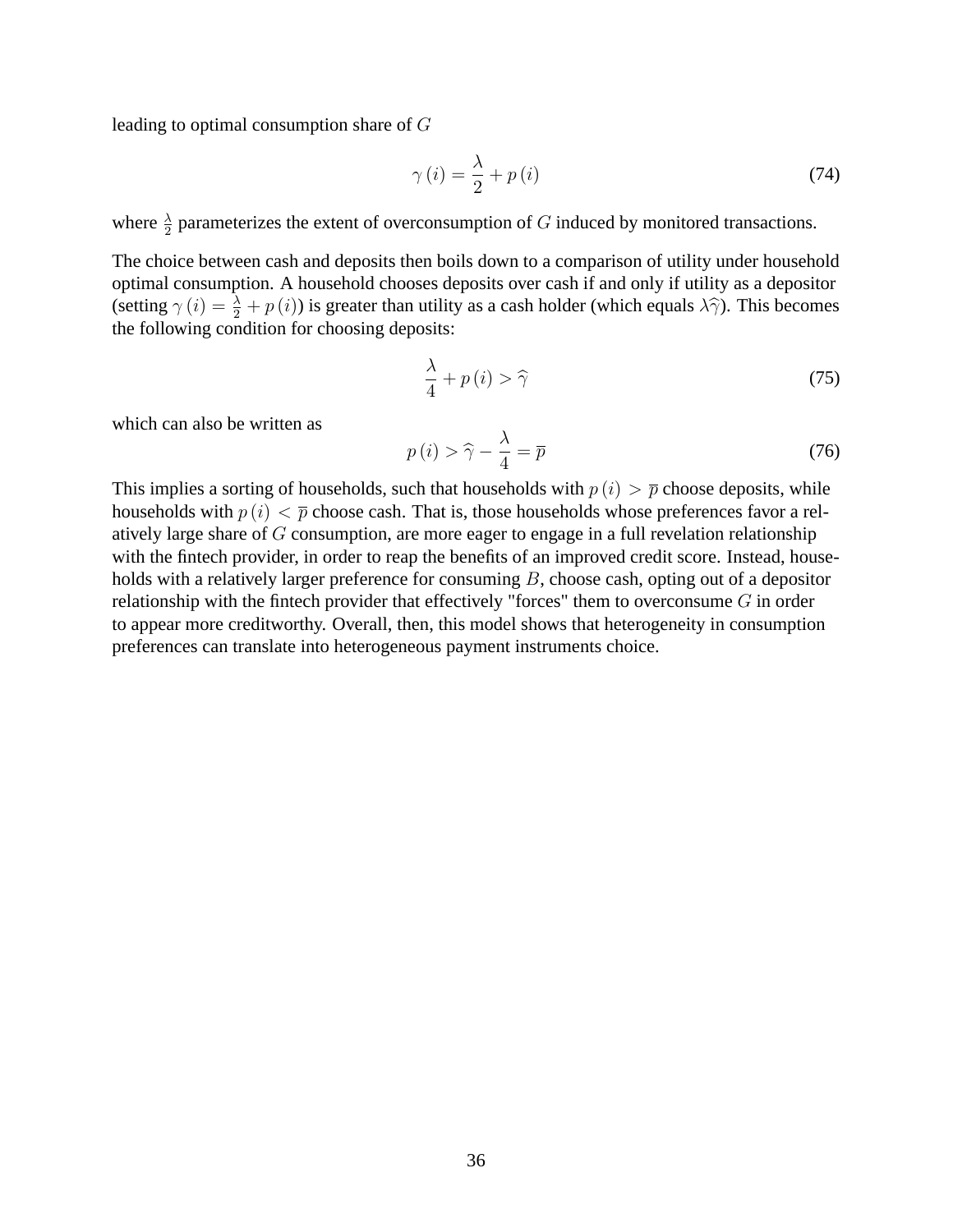leading to optimal consumption share of $G$

$$\gamma(i) = \frac{\lambda}{2} + p(i) \tag{74}$$

where $\frac{\lambda}{2}$ parameterizes the extent of overconsumption of $G$ induced by monitored transactions.

The choice between cash and deposits then boils down to a comparison of utility under household optimal consumption. A household chooses deposits over cash if and only if utility as a depositor (setting $\gamma(i) = \frac{\lambda}{2} + p(i)$) is greater than utility as a cash holder (which equals $\lambda\widehat{\gamma}$). This becomes the following condition for choosing deposits:

$$\frac{\lambda}{4} + p(i) > \widehat{\gamma} \tag{75}$$

which can also be written as

$$p(i) > \widehat{\gamma} - \frac{\lambda}{4} = \overline{p} \tag{76}$$

This implies a sorting of households, such that households with $p(i) > \overline{p}$ choose deposits, while households with $p(i) < \overline{p}$ choose cash. That is, those households whose preferences favor a relatively large share of $G$ consumption, are more eager to engage in a full revelation relationship with the fintech provider, in order to reap the benefits of an improved credit score. Instead, households with a relatively larger preference for consuming $B$, choose cash, opting out of a depositor relationship with the fintech provider that effectively "forces" them to overconsume $G$ in order to appear more creditworthy. Overall, then, this model shows that heterogeneity in consumption preferences can translate into heterogeneous payment instruments choice.